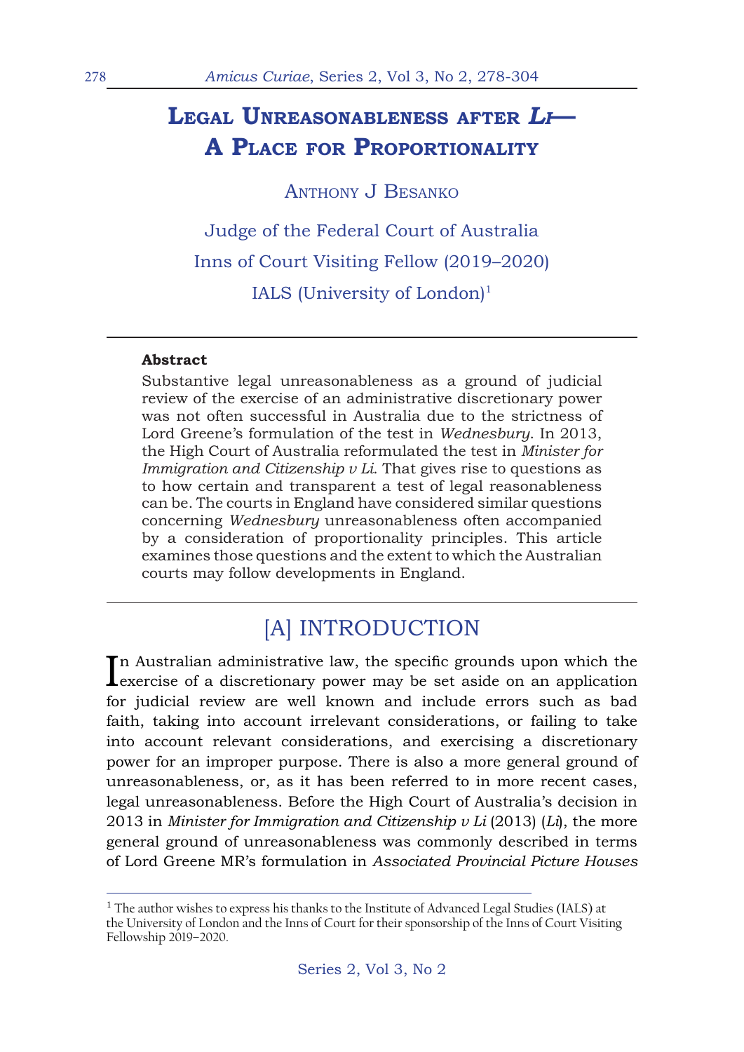# Legal Unreasonableness after *Li*— A Place for Proportionality

Anthony J Besanko

Judge of the Federal Court of Australia

Inns of Court Visiting Fellow (2019–2020)

IALS (University of London)[1]

**Abstract**

Substantive legal unreasonableness as a ground of judicial review of the exercise of an administrative discretionary power was not often successful in Australia due to the strictness of Lord Greene's formulation of the test in *Wednesbury*. In 2013, the High Court of Australia reformulated the test in *Minister for Immigration and Citizenship v Li*. That gives rise to questions as to how certain and transparent a test of legal reasonableness can be. The courts in England have considered similar questions concerning *Wednesbury* unreasonableness often accompanied by a consideration of proportionality principles. This article examines those questions and the extent to which the Australian courts may follow developments in England.

## [A] INTRODUCTION

In Australian administrative law, the specific grounds upon which the exercise of a discretionary power may be set aside on an application for judicial review are well known and include errors such as bad faith, taking into account irrelevant considerations, or failing to take into account relevant considerations, and exercising a discretionary power for an improper purpose. There is also a more general ground of unreasonableness, or, as it has been referred to in more recent cases, legal unreasonableness. Before the High Court of Australia's decision in 2013 in *Minister for Immigration and Citizenship v Li* (2013) (*Li*), the more general ground of unreasonableness was commonly described in terms of Lord Greene MR's formulation in *Associated Provincial Picture Houses*

[1] The author wishes to express his thanks to the Institute of Advanced Legal Studies (IALS) at the University of London and the Inns of Court for their sponsorship of the Inns of Court Visiting Fellowship 2019–2020.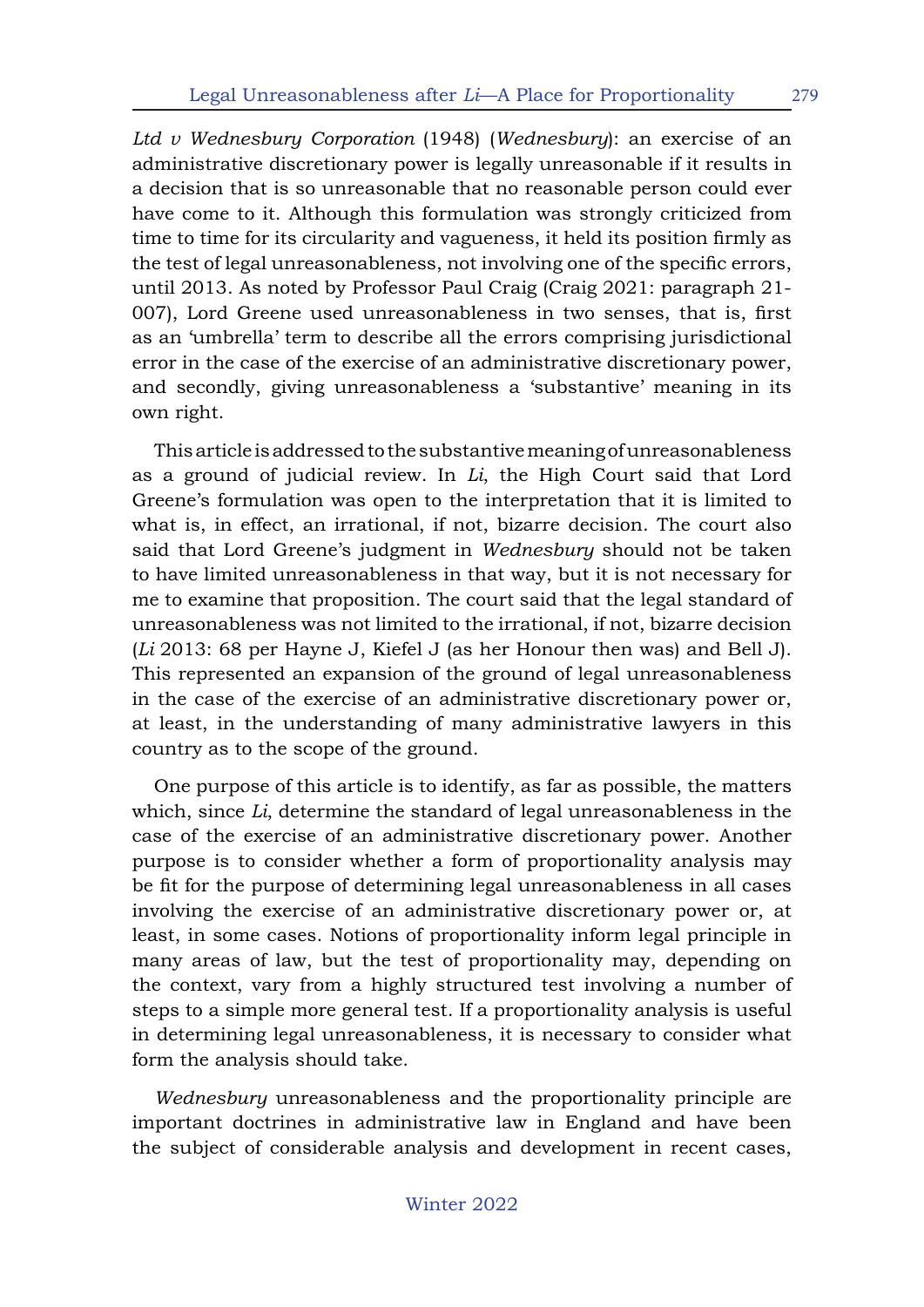*Ltd v Wednesbury Corporation* (1948) (*Wednesbury*): an exercise of an administrative discretionary power is legally unreasonable if it results in a decision that is so unreasonable that no reasonable person could ever have come to it. Although this formulation was strongly criticized from time to time for its circularity and vagueness, it held its position firmly as the test of legal unreasonableness, not involving one of the specific errors, until 2013. As noted by Professor Paul Craig (Craig 2021: paragraph 21-007), Lord Greene used unreasonableness in two senses, that is, first as an 'umbrella' term to describe all the errors comprising jurisdictional error in the case of the exercise of an administrative discretionary power, and secondly, giving unreasonableness a 'substantive' meaning in its own right.

This article is addressed to the substantive meaning of unreasonableness as a ground of judicial review. In *Li*, the High Court said that Lord Greene's formulation was open to the interpretation that it is limited to what is, in effect, an irrational, if not, bizarre decision. The court also said that Lord Greene's judgment in *Wednesbury* should not be taken to have limited unreasonableness in that way, but it is not necessary for me to examine that proposition. The court said that the legal standard of unreasonableness was not limited to the irrational, if not, bizarre decision (*Li* 2013: 68 per Hayne J, Kiefel J (as her Honour then was) and Bell J). This represented an expansion of the ground of legal unreasonableness in the case of the exercise of an administrative discretionary power or, at least, in the understanding of many administrative lawyers in this country as to the scope of the ground.

One purpose of this article is to identify, as far as possible, the matters which, since *Li*, determine the standard of legal unreasonableness in the case of the exercise of an administrative discretionary power. Another purpose is to consider whether a form of proportionality analysis may be fit for the purpose of determining legal unreasonableness in all cases involving the exercise of an administrative discretionary power or, at least, in some cases. Notions of proportionality inform legal principle in many areas of law, but the test of proportionality may, depending on the context, vary from a highly structured test involving a number of steps to a simple more general test. If a proportionality analysis is useful in determining legal unreasonableness, it is necessary to consider what form the analysis should take.

*Wednesbury* unreasonableness and the proportionality principle are important doctrines in administrative law in England and have been the subject of considerable analysis and development in recent cases,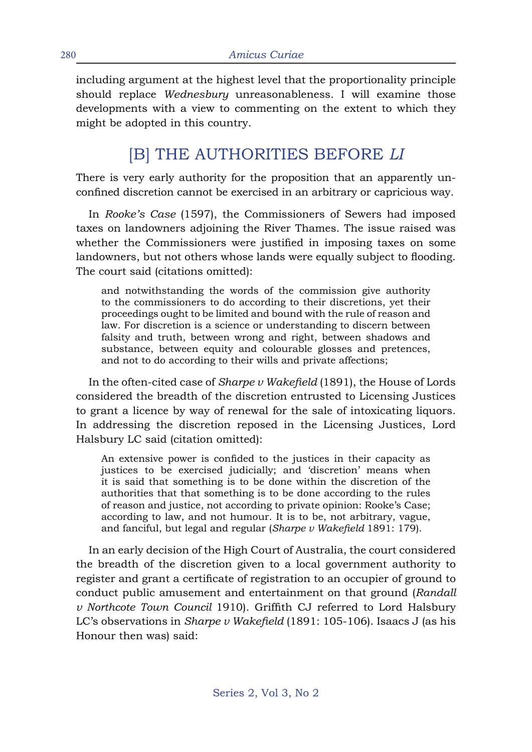including argument at the highest level that the proportionality principle should replace *Wednesbury* unreasonableness. I will examine those developments with a view to commenting on the extent to which they might be adopted in this country.

## [B] THE AUTHORITIES BEFORE *LI*

There is very early authority for the proposition that an apparently unconfined discretion cannot be exercised in an arbitrary or capricious way.

In *Rooke's Case* (1597), the Commissioners of Sewers had imposed taxes on landowners adjoining the River Thames. The issue raised was whether the Commissioners were justified in imposing taxes on some landowners, but not others whose lands were equally subject to flooding. The court said (citations omitted):

> and notwithstanding the words of the commission give authority to the commissioners to do according to their discretions, yet their proceedings ought to be limited and bound with the rule of reason and law. For discretion is a science or understanding to discern between falsity and truth, between wrong and right, between shadows and substance, between equity and colourable glosses and pretences, and not to do according to their wills and private affections;

In the often-cited case of *Sharpe v Wakefield* (1891), the House of Lords considered the breadth of the discretion entrusted to Licensing Justices to grant a licence by way of renewal for the sale of intoxicating liquors. In addressing the discretion reposed in the Licensing Justices, Lord Halsbury LC said (citation omitted):

> An extensive power is confided to the justices in their capacity as justices to be exercised judicially; and 'discretion' means when it is said that something is to be done within the discretion of the authorities that that something is to be done according to the rules of reason and justice, not according to private opinion: Rooke's Case; according to law, and not humour. It is to be, not arbitrary, vague, and fanciful, but legal and regular (*Sharpe v Wakefield* 1891: 179).

In an early decision of the High Court of Australia, the court considered the breadth of the discretion given to a local government authority to register and grant a certificate of registration to an occupier of ground to conduct public amusement and entertainment on that ground (*Randall v Northcote Town Council* 1910). Griffith CJ referred to Lord Halsbury LC's observations in *Sharpe v Wakefield* (1891: 105-106). Isaacs J (as his Honour then was) said: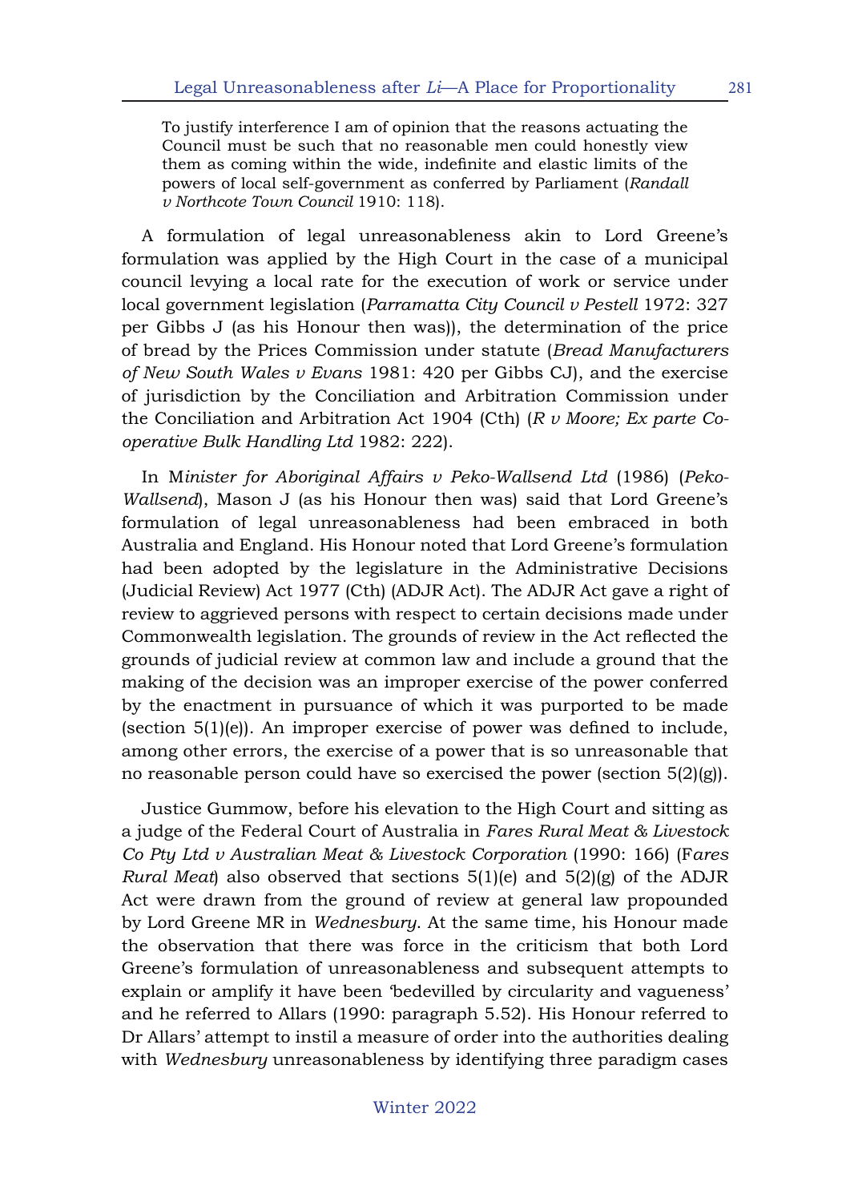> To justify interference I am of opinion that the reasons actuating the Council must be such that no reasonable men could honestly view them as coming within the wide, indefinite and elastic limits of the powers of local self-government as conferred by Parliament (*Randall v Northcote Town Council* 1910: 118).

A formulation of legal unreasonableness akin to Lord Greene's formulation was applied by the High Court in the case of a municipal council levying a local rate for the execution of work or service under local government legislation (*Parramatta City Council v Pestell* 1972: 327 per Gibbs J (as his Honour then was)), the determination of the price of bread by the Prices Commission under statute (*Bread Manufacturers of New South Wales v Evans* 1981: 420 per Gibbs CJ), and the exercise of jurisdiction by the Conciliation and Arbitration Commission under the Conciliation and Arbitration Act 1904 (Cth) (*R v Moore; Ex parte Co-operative Bulk Handling Ltd* 1982: 222).

In M*inister for Aboriginal Affairs v Peko-Wallsend Ltd* (1986) (*Peko-Wallsend*), Mason J (as his Honour then was) said that Lord Greene's formulation of legal unreasonableness had been embraced in both Australia and England. His Honour noted that Lord Greene's formulation had been adopted by the legislature in the Administrative Decisions (Judicial Review) Act 1977 (Cth) (ADJR Act). The ADJR Act gave a right of review to aggrieved persons with respect to certain decisions made under Commonwealth legislation. The grounds of review in the Act reflected the grounds of judicial review at common law and include a ground that the making of the decision was an improper exercise of the power conferred by the enactment in pursuance of which it was purported to be made (section 5(1)(e)). An improper exercise of power was defined to include, among other errors, the exercise of a power that is so unreasonable that no reasonable person could have so exercised the power (section 5(2)(g)).

Justice Gummow, before his elevation to the High Court and sitting as a judge of the Federal Court of Australia in *Fares Rural Meat & Livestock Co Pty Ltd v Australian Meat & Livestock Corporation* (1990: 166) (F*ares Rural Meat*) also observed that sections 5(1)(e) and 5(2)(g) of the ADJR Act were drawn from the ground of review at general law propounded by Lord Greene MR in *Wednesbury*. At the same time, his Honour made the observation that there was force in the criticism that both Lord Greene's formulation of unreasonableness and subsequent attempts to explain or amplify it have been 'bedevilled by circularity and vagueness' and he referred to Allars (1990: paragraph 5.52). His Honour referred to Dr Allars' attempt to instil a measure of order into the authorities dealing with *Wednesbury* unreasonableness by identifying three paradigm cases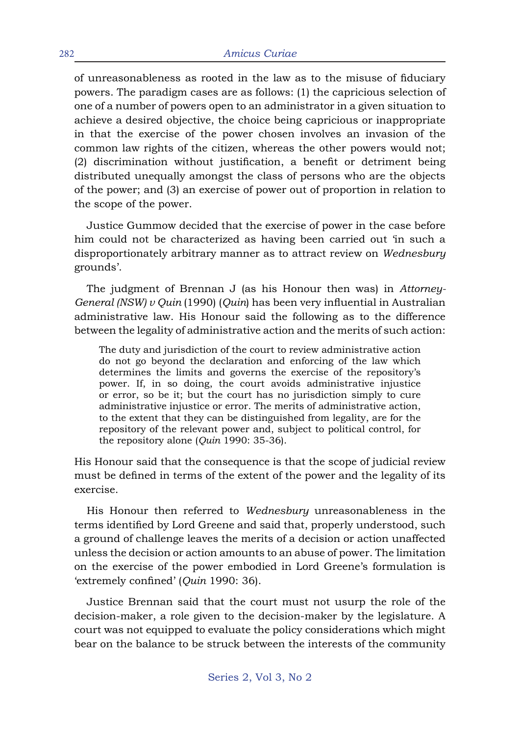of unreasonableness as rooted in the law as to the misuse of fiduciary powers. The paradigm cases are as follows: (1) the capricious selection of one of a number of powers open to an administrator in a given situation to achieve a desired objective, the choice being capricious or inappropriate in that the exercise of the power chosen involves an invasion of the common law rights of the citizen, whereas the other powers would not; (2) discrimination without justification, a benefit or detriment being distributed unequally amongst the class of persons who are the objects of the power; and (3) an exercise of power out of proportion in relation to the scope of the power.

Justice Gummow decided that the exercise of power in the case before him could not be characterized as having been carried out 'in such a disproportionately arbitrary manner as to attract review on *Wednesbury* grounds'.

The judgment of Brennan J (as his Honour then was) in *Attorney-General (NSW) v Quin* (1990) (*Quin*) has been very influential in Australian administrative law. His Honour said the following as to the difference between the legality of administrative action and the merits of such action:

> The duty and jurisdiction of the court to review administrative action do not go beyond the declaration and enforcing of the law which determines the limits and governs the exercise of the repository's power. If, in so doing, the court avoids administrative injustice or error, so be it; but the court has no jurisdiction simply to cure administrative injustice or error. The merits of administrative action, to the extent that they can be distinguished from legality, are for the repository of the relevant power and, subject to political control, for the repository alone (*Quin* 1990: 35-36).

His Honour said that the consequence is that the scope of judicial review must be defined in terms of the extent of the power and the legality of its exercise.

His Honour then referred to *Wednesbury* unreasonableness in the terms identified by Lord Greene and said that, properly understood, such a ground of challenge leaves the merits of a decision or action unaffected unless the decision or action amounts to an abuse of power. The limitation on the exercise of the power embodied in Lord Greene's formulation is 'extremely confined' (*Quin* 1990: 36).

Justice Brennan said that the court must not usurp the role of the decision-maker, a role given to the decision-maker by the legislature. A court was not equipped to evaluate the policy considerations which might bear on the balance to be struck between the interests of the community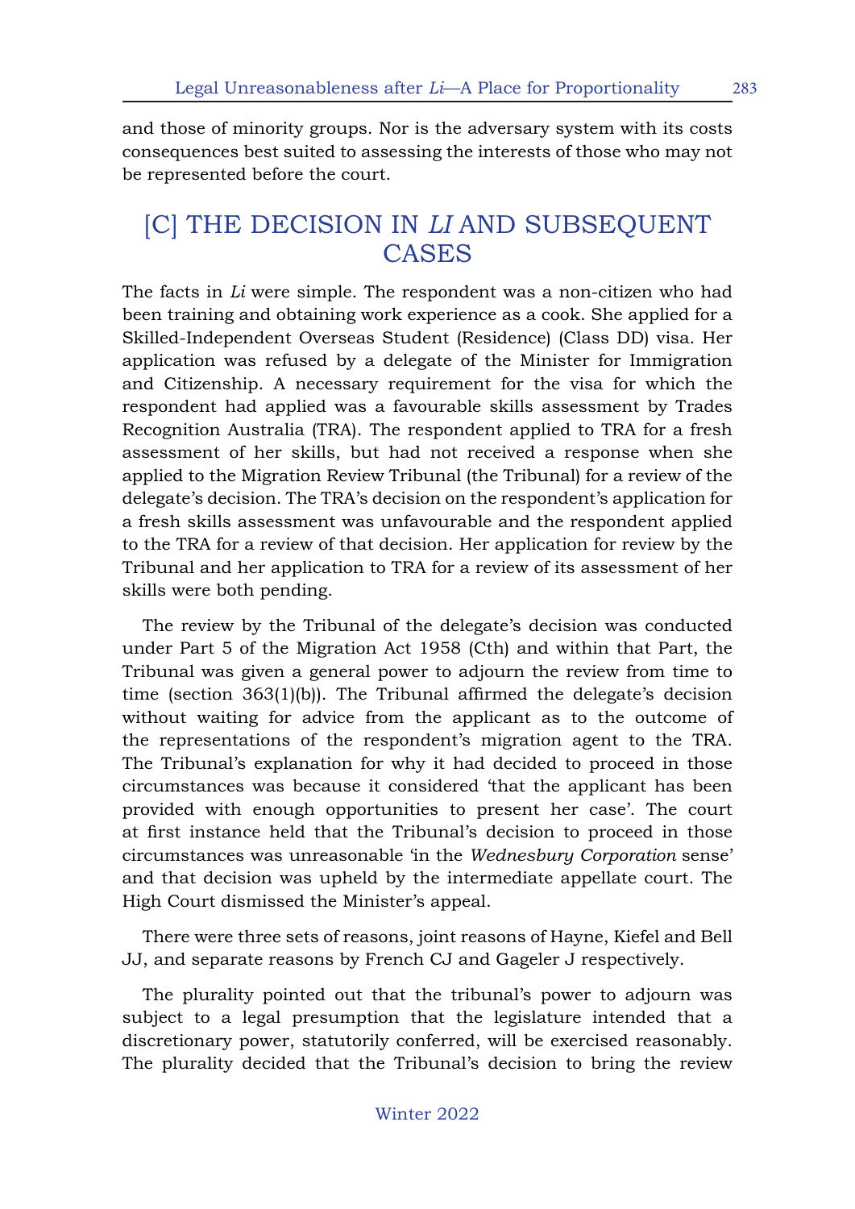and those of minority groups. Nor is the adversary system with its costs consequences best suited to assessing the interests of those who may not be represented before the court.

## [C] THE DECISION IN *LI* AND SUBSEQUENT CASES

The facts in *Li* were simple. The respondent was a non-citizen who had been training and obtaining work experience as a cook. She applied for a Skilled-Independent Overseas Student (Residence) (Class DD) visa. Her application was refused by a delegate of the Minister for Immigration and Citizenship. A necessary requirement for the visa for which the respondent had applied was a favourable skills assessment by Trades Recognition Australia (TRA). The respondent applied to TRA for a fresh assessment of her skills, but had not received a response when she applied to the Migration Review Tribunal (the Tribunal) for a review of the delegate's decision. The TRA's decision on the respondent's application for a fresh skills assessment was unfavourable and the respondent applied to the TRA for a review of that decision. Her application for review by the Tribunal and her application to TRA for a review of its assessment of her skills were both pending.

The review by the Tribunal of the delegate's decision was conducted under Part 5 of the Migration Act 1958 (Cth) and within that Part, the Tribunal was given a general power to adjourn the review from time to time (section 363(1)(b)). The Tribunal affirmed the delegate's decision without waiting for advice from the applicant as to the outcome of the representations of the respondent's migration agent to the TRA. The Tribunal's explanation for why it had decided to proceed in those circumstances was because it considered 'that the applicant has been provided with enough opportunities to present her case'. The court at first instance held that the Tribunal's decision to proceed in those circumstances was unreasonable 'in the *Wednesbury Corporation* sense' and that decision was upheld by the intermediate appellate court. The High Court dismissed the Minister's appeal.

There were three sets of reasons, joint reasons of Hayne, Kiefel and Bell JJ, and separate reasons by French CJ and Gageler J respectively.

The plurality pointed out that the tribunal's power to adjourn was subject to a legal presumption that the legislature intended that a discretionary power, statutorily conferred, will be exercised reasonably. The plurality decided that the Tribunal's decision to bring the review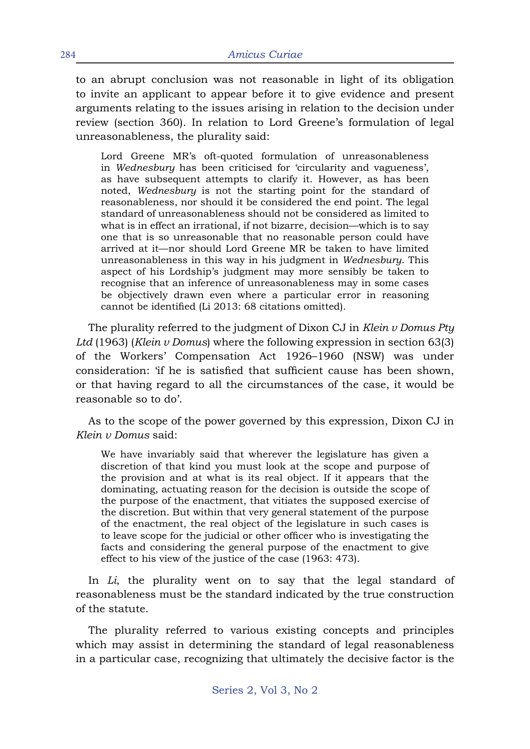to an abrupt conclusion was not reasonable in light of its obligation to invite an applicant to appear before it to give evidence and present arguments relating to the issues arising in relation to the decision under review (section 360). In relation to Lord Greene's formulation of legal unreasonableness, the plurality said:

> Lord Greene MR's oft-quoted formulation of unreasonableness in *Wednesbury* has been criticised for 'circularity and vagueness', as have subsequent attempts to clarify it. However, as has been noted, *Wednesbury* is not the starting point for the standard of reasonableness, nor should it be considered the end point. The legal standard of unreasonableness should not be considered as limited to what is in effect an irrational, if not bizarre, decision—which is to say one that is so unreasonable that no reasonable person could have arrived at it—nor should Lord Greene MR be taken to have limited unreasonableness in this way in his judgment in *Wednesbury*. This aspect of his Lordship's judgment may more sensibly be taken to recognise that an inference of unreasonableness may in some cases be objectively drawn even where a particular error in reasoning cannot be identified (Li 2013: 68 citations omitted).

The plurality referred to the judgment of Dixon CJ in *Klein v Domus Pty Ltd* (1963) (*Klein v Domus*) where the following expression in section 63(3) of the Workers' Compensation Act 1926–1960 (NSW) was under consideration: 'if he is satisfied that sufficient cause has been shown, or that having regard to all the circumstances of the case, it would be reasonable so to do'.

As to the scope of the power governed by this expression, Dixon CJ in *Klein v Domus* said:

> We have invariably said that wherever the legislature has given a discretion of that kind you must look at the scope and purpose of the provision and at what is its real object. If it appears that the dominating, actuating reason for the decision is outside the scope of the purpose of the enactment, that vitiates the supposed exercise of the discretion. But within that very general statement of the purpose of the enactment, the real object of the legislature in such cases is to leave scope for the judicial or other officer who is investigating the facts and considering the general purpose of the enactment to give effect to his view of the justice of the case (1963: 473).

In *Li*, the plurality went on to say that the legal standard of reasonableness must be the standard indicated by the true construction of the statute.

The plurality referred to various existing concepts and principles which may assist in determining the standard of legal reasonableness in a particular case, recognizing that ultimately the decisive factor is the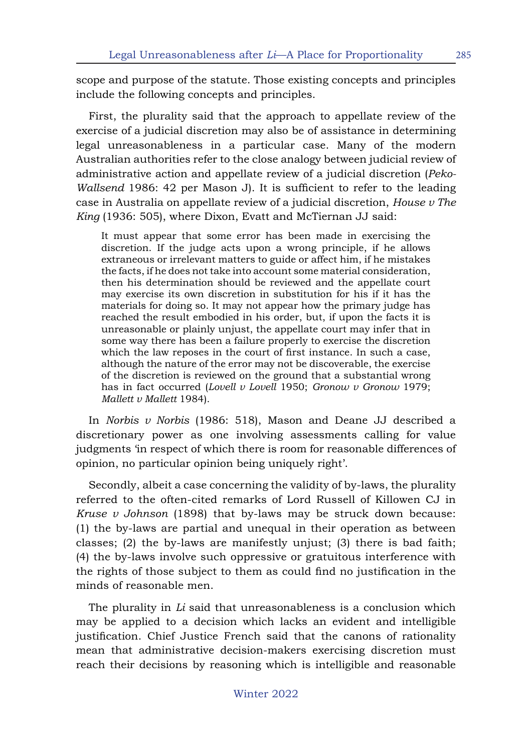scope and purpose of the statute. Those existing concepts and principles include the following concepts and principles.

First, the plurality said that the approach to appellate review of the exercise of a judicial discretion may also be of assistance in determining legal unreasonableness in a particular case. Many of the modern Australian authorities refer to the close analogy between judicial review of administrative action and appellate review of a judicial discretion (*Peko-Wallsend* 1986: 42 per Mason J). It is sufficient to refer to the leading case in Australia on appellate review of a judicial discretion, *House v The King* (1936: 505), where Dixon, Evatt and McTiernan JJ said:

> It must appear that some error has been made in exercising the discretion. If the judge acts upon a wrong principle, if he allows extraneous or irrelevant matters to guide or affect him, if he mistakes the facts, if he does not take into account some material consideration, then his determination should be reviewed and the appellate court may exercise its own discretion in substitution for his if it has the materials for doing so. It may not appear how the primary judge has reached the result embodied in his order, but, if upon the facts it is unreasonable or plainly unjust, the appellate court may infer that in some way there has been a failure properly to exercise the discretion which the law reposes in the court of first instance. In such a case, although the nature of the error may not be discoverable, the exercise of the discretion is reviewed on the ground that a substantial wrong has in fact occurred (*Lovell v Lovell* 1950; *Gronow v Gronow* 1979; *Mallett v Mallett* 1984).

In *Norbis v Norbis* (1986: 518), Mason and Deane JJ described a discretionary power as one involving assessments calling for value judgments 'in respect of which there is room for reasonable differences of opinion, no particular opinion being uniquely right'.

Secondly, albeit a case concerning the validity of by-laws, the plurality referred to the often-cited remarks of Lord Russell of Killowen CJ in *Kruse v Johnson* (1898) that by-laws may be struck down because: (1) the by-laws are partial and unequal in their operation as between classes; (2) the by-laws are manifestly unjust; (3) there is bad faith; (4) the by-laws involve such oppressive or gratuitous interference with the rights of those subject to them as could find no justification in the minds of reasonable men.

The plurality in *Li* said that unreasonableness is a conclusion which may be applied to a decision which lacks an evident and intelligible justification. Chief Justice French said that the canons of rationality mean that administrative decision-makers exercising discretion must reach their decisions by reasoning which is intelligible and reasonable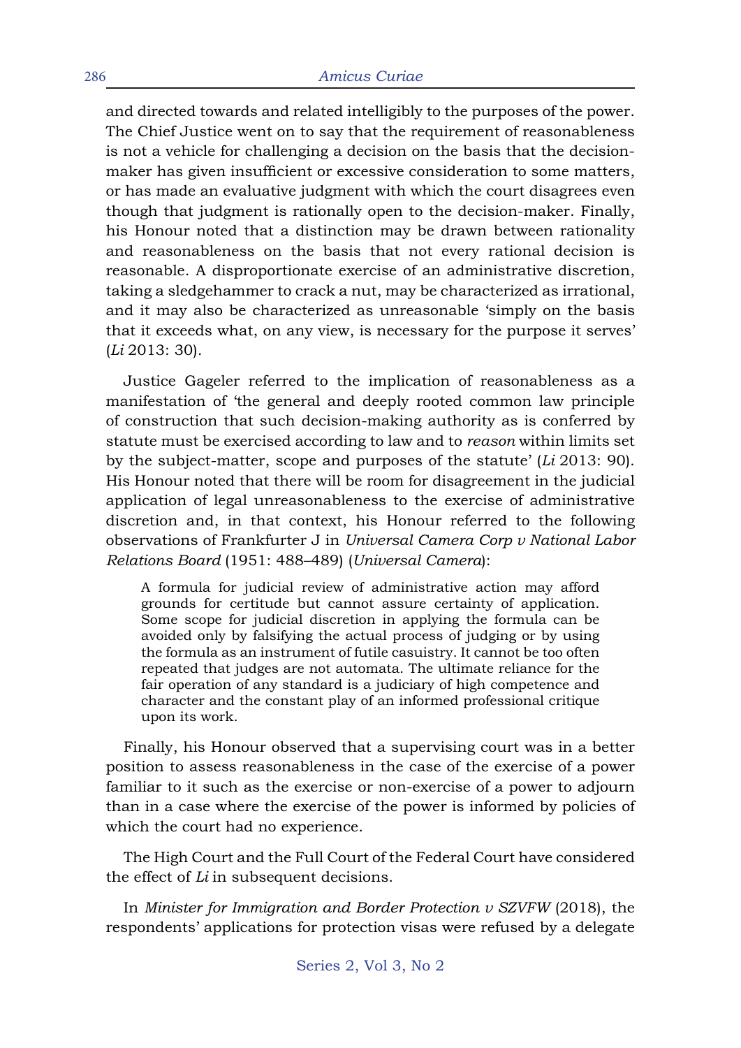and directed towards and related intelligibly to the purposes of the power. The Chief Justice went on to say that the requirement of reasonableness is not a vehicle for challenging a decision on the basis that the decision-maker has given insufficient or excessive consideration to some matters, or has made an evaluative judgment with which the court disagrees even though that judgment is rationally open to the decision-maker. Finally, his Honour noted that a distinction may be drawn between rationality and reasonableness on the basis that not every rational decision is reasonable. A disproportionate exercise of an administrative discretion, taking a sledgehammer to crack a nut, may be characterized as irrational, and it may also be characterized as unreasonable 'simply on the basis that it exceeds what, on any view, is necessary for the purpose it serves' (*Li* 2013: 30).

Justice Gageler referred to the implication of reasonableness as a manifestation of 'the general and deeply rooted common law principle of construction that such decision-making authority as is conferred by statute must be exercised according to law and to *reason* within limits set by the subject-matter, scope and purposes of the statute' (*Li* 2013: 90). His Honour noted that there will be room for disagreement in the judicial application of legal unreasonableness to the exercise of administrative discretion and, in that context, his Honour referred to the following observations of Frankfurter J in *Universal Camera Corp v National Labor Relations Board* (1951: 488–489) (*Universal Camera*):

> A formula for judicial review of administrative action may afford grounds for certitude but cannot assure certainty of application. Some scope for judicial discretion in applying the formula can be avoided only by falsifying the actual process of judging or by using the formula as an instrument of futile casuistry. It cannot be too often repeated that judges are not automata. The ultimate reliance for the fair operation of any standard is a judiciary of high competence and character and the constant play of an informed professional critique upon its work.

Finally, his Honour observed that a supervising court was in a better position to assess reasonableness in the case of the exercise of a power familiar to it such as the exercise or non-exercise of a power to adjourn than in a case where the exercise of the power is informed by policies of which the court had no experience.

The High Court and the Full Court of the Federal Court have considered the effect of *Li* in subsequent decisions.

In *Minister for Immigration and Border Protection v SZVFW* (2018), the respondents' applications for protection visas were refused by a delegate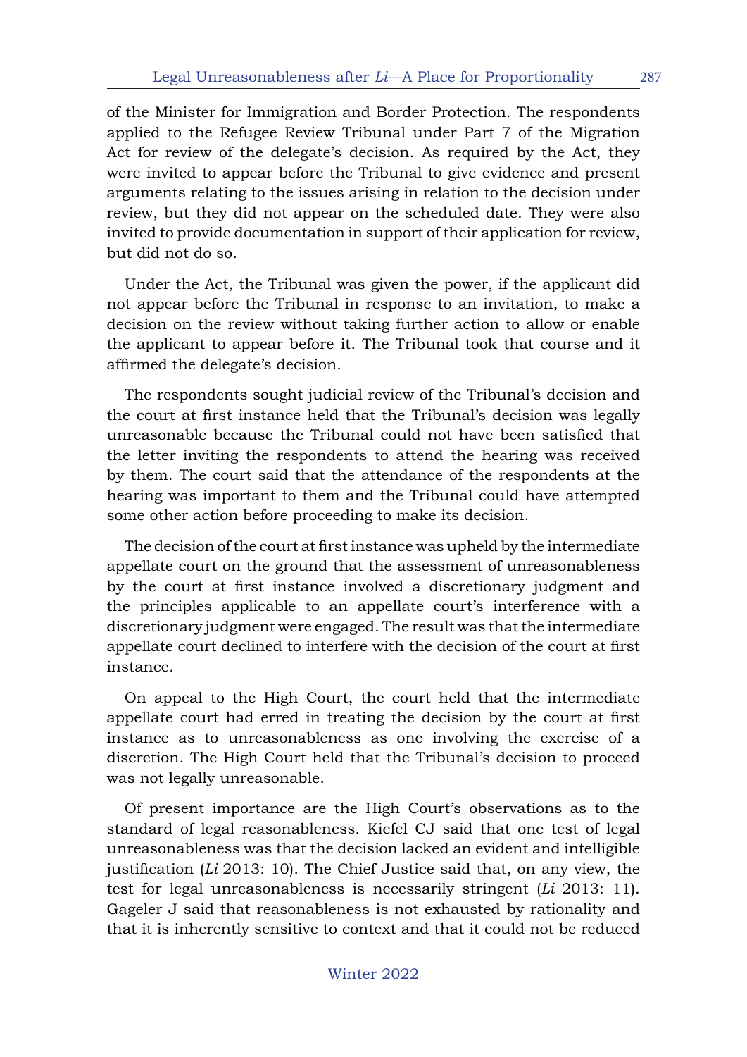of the Minister for Immigration and Border Protection. The respondents applied to the Refugee Review Tribunal under Part 7 of the Migration Act for review of the delegate's decision. As required by the Act, they were invited to appear before the Tribunal to give evidence and present arguments relating to the issues arising in relation to the decision under review, but they did not appear on the scheduled date. They were also invited to provide documentation in support of their application for review, but did not do so.

Under the Act, the Tribunal was given the power, if the applicant did not appear before the Tribunal in response to an invitation, to make a decision on the review without taking further action to allow or enable the applicant to appear before it. The Tribunal took that course and it affirmed the delegate's decision.

The respondents sought judicial review of the Tribunal's decision and the court at first instance held that the Tribunal's decision was legally unreasonable because the Tribunal could not have been satisfied that the letter inviting the respondents to attend the hearing was received by them. The court said that the attendance of the respondents at the hearing was important to them and the Tribunal could have attempted some other action before proceeding to make its decision.

The decision of the court at first instance was upheld by the intermediate appellate court on the ground that the assessment of unreasonableness by the court at first instance involved a discretionary judgment and the principles applicable to an appellate court's interference with a discretionary judgment were engaged. The result was that the intermediate appellate court declined to interfere with the decision of the court at first instance.

On appeal to the High Court, the court held that the intermediate appellate court had erred in treating the decision by the court at first instance as to unreasonableness as one involving the exercise of a discretion. The High Court held that the Tribunal's decision to proceed was not legally unreasonable.

Of present importance are the High Court's observations as to the standard of legal reasonableness. Kiefel CJ said that one test of legal unreasonableness was that the decision lacked an evident and intelligible justification (*Li* 2013: 10). The Chief Justice said that, on any view, the test for legal unreasonableness is necessarily stringent (*Li* 2013: 11). Gageler J said that reasonableness is not exhausted by rationality and that it is inherently sensitive to context and that it could not be reduced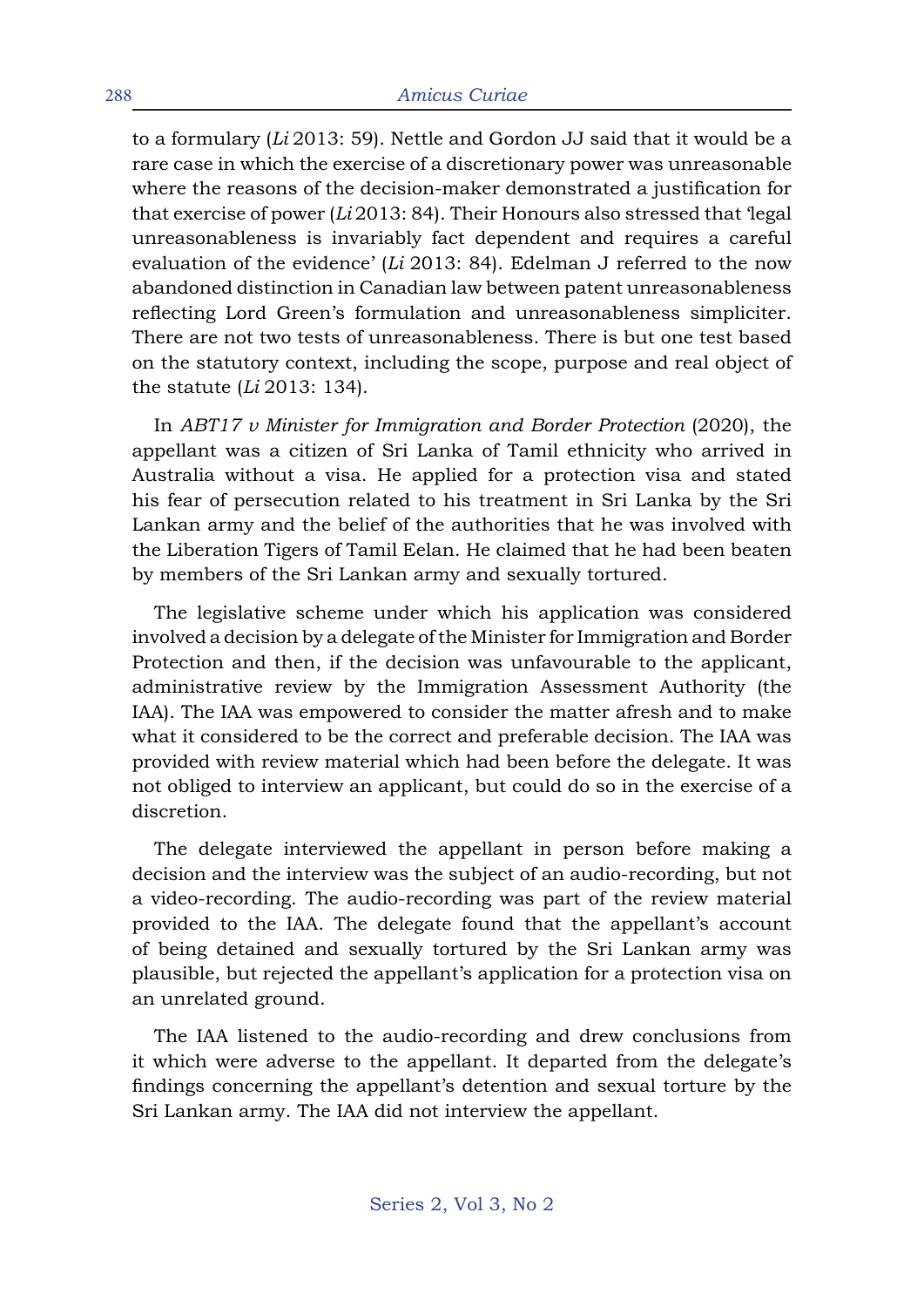to a formulary (*Li* 2013: 59). Nettle and Gordon JJ said that it would be a rare case in which the exercise of a discretionary power was unreasonable where the reasons of the decision-maker demonstrated a justification for that exercise of power (*Li* 2013: 84). Their Honours also stressed that 'legal unreasonableness is invariably fact dependent and requires a careful evaluation of the evidence' (*Li* 2013: 84). Edelman J referred to the now abandoned distinction in Canadian law between patent unreasonableness reflecting Lord Green's formulation and unreasonableness simpliciter. There are not two tests of unreasonableness. There is but one test based on the statutory context, including the scope, purpose and real object of the statute (*Li* 2013: 134).

In *ABT17 v Minister for Immigration and Border Protection* (2020), the appellant was a citizen of Sri Lanka of Tamil ethnicity who arrived in Australia without a visa. He applied for a protection visa and stated his fear of persecution related to his treatment in Sri Lanka by the Sri Lankan army and the belief of the authorities that he was involved with the Liberation Tigers of Tamil Eelan. He claimed that he had been beaten by members of the Sri Lankan army and sexually tortured.

The legislative scheme under which his application was considered involved a decision by a delegate of the Minister for Immigration and Border Protection and then, if the decision was unfavourable to the applicant, administrative review by the Immigration Assessment Authority (the IAA). The IAA was empowered to consider the matter afresh and to make what it considered to be the correct and preferable decision. The IAA was provided with review material which had been before the delegate. It was not obliged to interview an applicant, but could do so in the exercise of a discretion.

The delegate interviewed the appellant in person before making a decision and the interview was the subject of an audio-recording, but not a video-recording. The audio-recording was part of the review material provided to the IAA. The delegate found that the appellant's account of being detained and sexually tortured by the Sri Lankan army was plausible, but rejected the appellant's application for a protection visa on an unrelated ground.

The IAA listened to the audio-recording and drew conclusions from it which were adverse to the appellant. It departed from the delegate's findings concerning the appellant's detention and sexual torture by the Sri Lankan army. The IAA did not interview the appellant.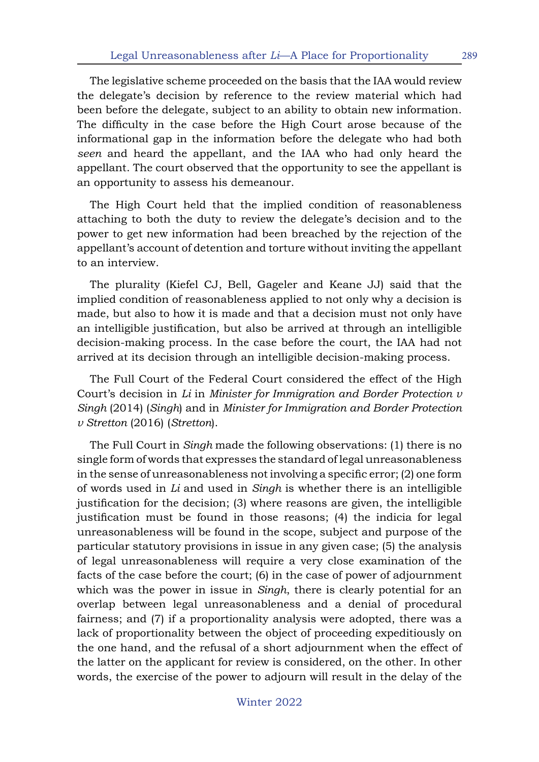The legislative scheme proceeded on the basis that the IAA would review the delegate's decision by reference to the review material which had been before the delegate, subject to an ability to obtain new information. The difficulty in the case before the High Court arose because of the informational gap in the information before the delegate who had both *seen* and heard the appellant, and the IAA who had only heard the appellant. The court observed that the opportunity to see the appellant is an opportunity to assess his demeanour.

The High Court held that the implied condition of reasonableness attaching to both the duty to review the delegate's decision and to the power to get new information had been breached by the rejection of the appellant's account of detention and torture without inviting the appellant to an interview.

The plurality (Kiefel CJ, Bell, Gageler and Keane JJ) said that the implied condition of reasonableness applied to not only why a decision is made, but also to how it is made and that a decision must not only have an intelligible justification, but also be arrived at through an intelligible decision-making process. In the case before the court, the IAA had not arrived at its decision through an intelligible decision-making process.

The Full Court of the Federal Court considered the effect of the High Court's decision in *Li* in *Minister for Immigration and Border Protection v Singh* (2014) (*Singh*) and in *Minister for Immigration and Border Protection v Stretton* (2016) (*Stretton*).

The Full Court in *Singh* made the following observations: (1) there is no single form of words that expresses the standard of legal unreasonableness in the sense of unreasonableness not involving a specific error; (2) one form of words used in *Li* and used in *Singh* is whether there is an intelligible justification for the decision; (3) where reasons are given, the intelligible justification must be found in those reasons; (4) the indicia for legal unreasonableness will be found in the scope, subject and purpose of the particular statutory provisions in issue in any given case; (5) the analysis of legal unreasonableness will require a very close examination of the facts of the case before the court; (6) in the case of power of adjournment which was the power in issue in *Singh*, there is clearly potential for an overlap between legal unreasonableness and a denial of procedural fairness; and (7) if a proportionality analysis were adopted, there was a lack of proportionality between the object of proceeding expeditiously on the one hand, and the refusal of a short adjournment when the effect of the latter on the applicant for review is considered, on the other. In other words, the exercise of the power to adjourn will result in the delay of the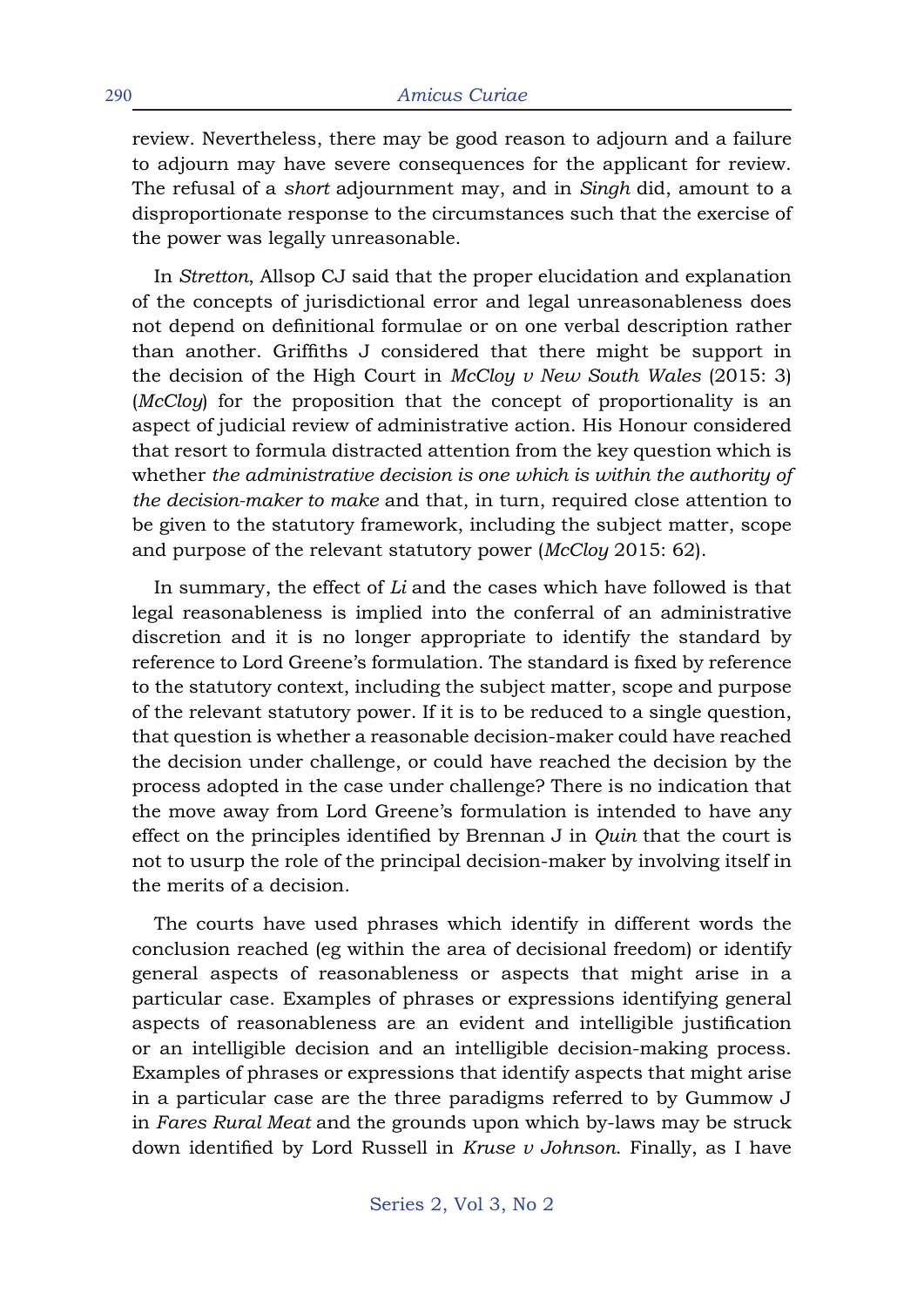review. Nevertheless, there may be good reason to adjourn and a failure to adjourn may have severe consequences for the applicant for review. The refusal of a *short* adjournment may, and in *Singh* did, amount to a disproportionate response to the circumstances such that the exercise of the power was legally unreasonable.

In *Stretton*, Allsop CJ said that the proper elucidation and explanation of the concepts of jurisdictional error and legal unreasonableness does not depend on definitional formulae or on one verbal description rather than another. Griffiths J considered that there might be support in the decision of the High Court in *McCloy v New South Wales* (2015: 3) (*McCloy*) for the proposition that the concept of proportionality is an aspect of judicial review of administrative action. His Honour considered that resort to formula distracted attention from the key question which is whether *the administrative decision is one which is within the authority of the decision-maker to make* and that, in turn, required close attention to be given to the statutory framework, including the subject matter, scope and purpose of the relevant statutory power (*McCloy* 2015: 62).

In summary, the effect of *Li* and the cases which have followed is that legal reasonableness is implied into the conferral of an administrative discretion and it is no longer appropriate to identify the standard by reference to Lord Greene's formulation. The standard is fixed by reference to the statutory context, including the subject matter, scope and purpose of the relevant statutory power. If it is to be reduced to a single question, that question is whether a reasonable decision-maker could have reached the decision under challenge, or could have reached the decision by the process adopted in the case under challenge? There is no indication that the move away from Lord Greene's formulation is intended to have any effect on the principles identified by Brennan J in *Quin* that the court is not to usurp the role of the principal decision-maker by involving itself in the merits of a decision.

The courts have used phrases which identify in different words the conclusion reached (eg within the area of decisional freedom) or identify general aspects of reasonableness or aspects that might arise in a particular case. Examples of phrases or expressions identifying general aspects of reasonableness are an evident and intelligible justification or an intelligible decision and an intelligible decision-making process. Examples of phrases or expressions that identify aspects that might arise in a particular case are the three paradigms referred to by Gummow J in *Fares Rural Meat* and the grounds upon which by-laws may be struck down identified by Lord Russell in *Kruse v Johnson*. Finally, as I have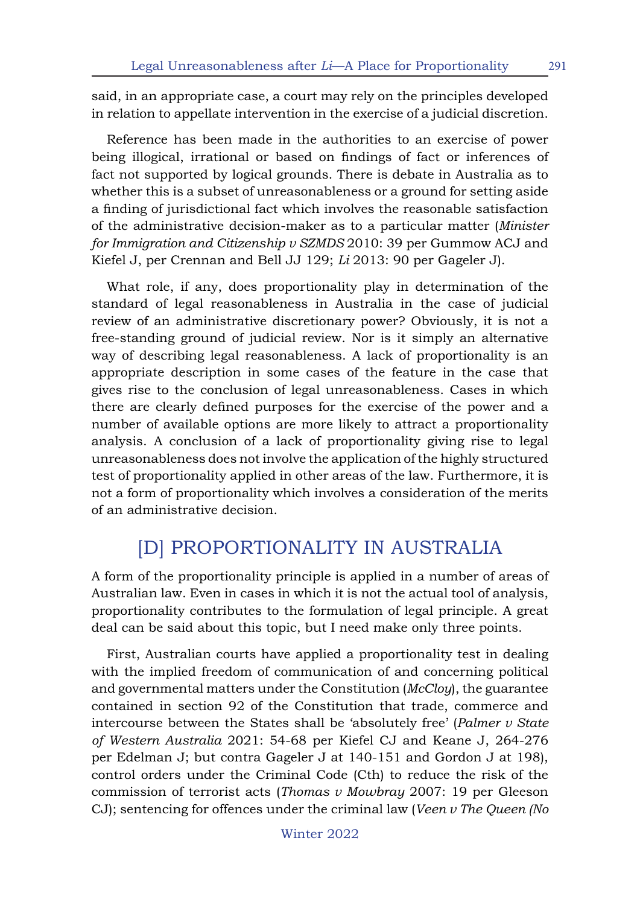said, in an appropriate case, a court may rely on the principles developed in relation to appellate intervention in the exercise of a judicial discretion.

Reference has been made in the authorities to an exercise of power being illogical, irrational or based on findings of fact or inferences of fact not supported by logical grounds. There is debate in Australia as to whether this is a subset of unreasonableness or a ground for setting aside a finding of jurisdictional fact which involves the reasonable satisfaction of the administrative decision-maker as to a particular matter (*Minister for Immigration and Citizenship v SZMDS* 2010: 39 per Gummow ACJ and Kiefel J, per Crennan and Bell JJ 129; *Li* 2013: 90 per Gageler J).

What role, if any, does proportionality play in determination of the standard of legal reasonableness in Australia in the case of judicial review of an administrative discretionary power? Obviously, it is not a free-standing ground of judicial review. Nor is it simply an alternative way of describing legal reasonableness. A lack of proportionality is an appropriate description in some cases of the feature in the case that gives rise to the conclusion of legal unreasonableness. Cases in which there are clearly defined purposes for the exercise of the power and a number of available options are more likely to attract a proportionality analysis. A conclusion of a lack of proportionality giving rise to legal unreasonableness does not involve the application of the highly structured test of proportionality applied in other areas of the law. Furthermore, it is not a form of proportionality which involves a consideration of the merits of an administrative decision.

## [D] PROPORTIONALITY IN AUSTRALIA

A form of the proportionality principle is applied in a number of areas of Australian law. Even in cases in which it is not the actual tool of analysis, proportionality contributes to the formulation of legal principle. A great deal can be said about this topic, but I need make only three points.

First, Australian courts have applied a proportionality test in dealing with the implied freedom of communication of and concerning political and governmental matters under the Constitution (*McCloy*), the guarantee contained in section 92 of the Constitution that trade, commerce and intercourse between the States shall be 'absolutely free' (*Palmer v State of Western Australia* 2021: 54-68 per Kiefel CJ and Keane J, 264-276 per Edelman J; but contra Gageler J at 140-151 and Gordon J at 198), control orders under the Criminal Code (Cth) to reduce the risk of the commission of terrorist acts (*Thomas v Mowbray* 2007: 19 per Gleeson CJ); sentencing for offences under the criminal law (*Veen v The Queen (No*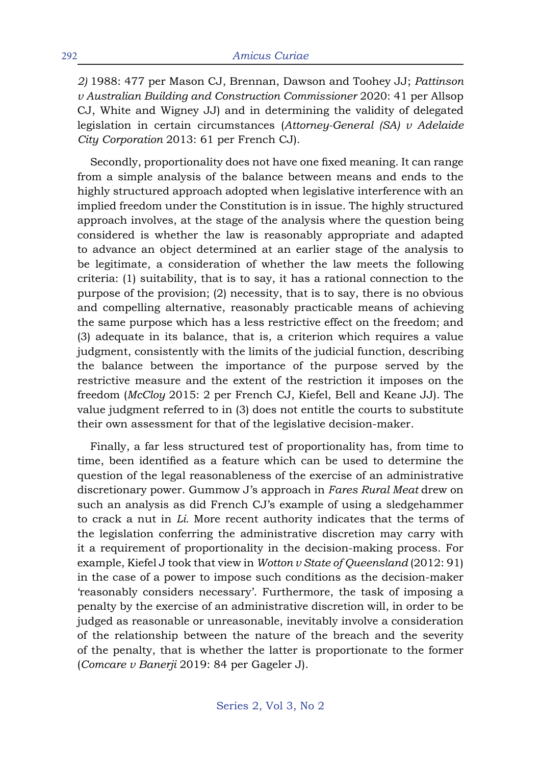*2)* 1988: 477 per Mason CJ, Brennan, Dawson and Toohey JJ; *Pattinson v Australian Building and Construction Commissioner* 2020: 41 per Allsop CJ, White and Wigney JJ) and in determining the validity of delegated legislation in certain circumstances (*Attorney-General (SA) v Adelaide City Corporation* 2013: 61 per French CJ).

Secondly, proportionality does not have one fixed meaning. It can range from a simple analysis of the balance between means and ends to the highly structured approach adopted when legislative interference with an implied freedom under the Constitution is in issue. The highly structured approach involves, at the stage of the analysis where the question being considered is whether the law is reasonably appropriate and adapted to advance an object determined at an earlier stage of the analysis to be legitimate, a consideration of whether the law meets the following criteria: (1) suitability, that is to say, it has a rational connection to the purpose of the provision; (2) necessity, that is to say, there is no obvious and compelling alternative, reasonably practicable means of achieving the same purpose which has a less restrictive effect on the freedom; and (3) adequate in its balance, that is, a criterion which requires a value judgment, consistently with the limits of the judicial function, describing the balance between the importance of the purpose served by the restrictive measure and the extent of the restriction it imposes on the freedom (*McCloy* 2015: 2 per French CJ, Kiefel, Bell and Keane JJ). The value judgment referred to in (3) does not entitle the courts to substitute their own assessment for that of the legislative decision-maker.

Finally, a far less structured test of proportionality has, from time to time, been identified as a feature which can be used to determine the question of the legal reasonableness of the exercise of an administrative discretionary power. Gummow J's approach in *Fares Rural Meat* drew on such an analysis as did French CJ's example of using a sledgehammer to crack a nut in *Li.* More recent authority indicates that the terms of the legislation conferring the administrative discretion may carry with it a requirement of proportionality in the decision-making process. For example, Kiefel J took that view in *Wotton v State of Queensland* (2012: 91) in the case of a power to impose such conditions as the decision-maker 'reasonably considers necessary'. Furthermore, the task of imposing a penalty by the exercise of an administrative discretion will, in order to be judged as reasonable or unreasonable, inevitably involve a consideration of the relationship between the nature of the breach and the severity of the penalty, that is whether the latter is proportionate to the former (*Comcare v Banerji* 2019: 84 per Gageler J).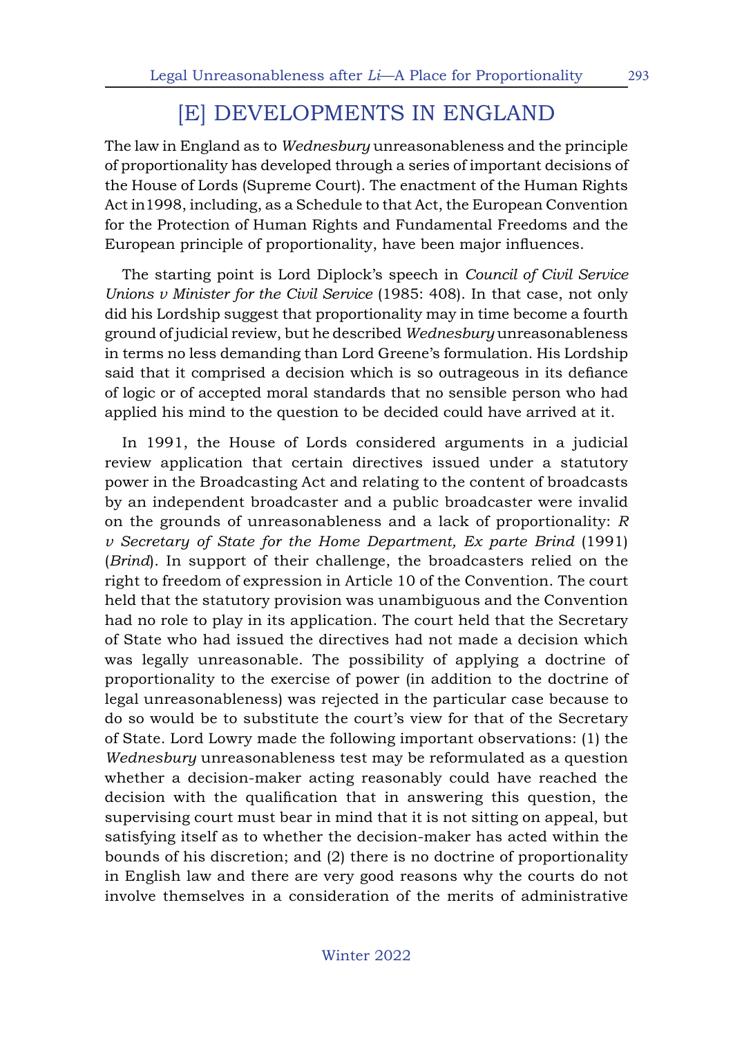## [E] DEVELOPMENTS IN ENGLAND

The law in England as to *Wednesbury* unreasonableness and the principle of proportionality has developed through a series of important decisions of the House of Lords (Supreme Court). The enactment of the Human Rights Act in1998, including, as a Schedule to that Act, the European Convention for the Protection of Human Rights and Fundamental Freedoms and the European principle of proportionality, have been major influences.

The starting point is Lord Diplock's speech in *Council of Civil Service Unions v Minister for the Civil Service* (1985: 408). In that case, not only did his Lordship suggest that proportionality may in time become a fourth ground of judicial review, but he described *Wednesbury* unreasonableness in terms no less demanding than Lord Greene's formulation. His Lordship said that it comprised a decision which is so outrageous in its defiance of logic or of accepted moral standards that no sensible person who had applied his mind to the question to be decided could have arrived at it.

In 1991, the House of Lords considered arguments in a judicial review application that certain directives issued under a statutory power in the Broadcasting Act and relating to the content of broadcasts by an independent broadcaster and a public broadcaster were invalid on the grounds of unreasonableness and a lack of proportionality: *R v Secretary of State for the Home Department, Ex parte Brind* (1991) (*Brind*). In support of their challenge, the broadcasters relied on the right to freedom of expression in Article 10 of the Convention. The court held that the statutory provision was unambiguous and the Convention had no role to play in its application. The court held that the Secretary of State who had issued the directives had not made a decision which was legally unreasonable. The possibility of applying a doctrine of proportionality to the exercise of power (in addition to the doctrine of legal unreasonableness) was rejected in the particular case because to do so would be to substitute the court's view for that of the Secretary of State. Lord Lowry made the following important observations: (1) the *Wednesbury* unreasonableness test may be reformulated as a question whether a decision-maker acting reasonably could have reached the decision with the qualification that in answering this question, the supervising court must bear in mind that it is not sitting on appeal, but satisfying itself as to whether the decision-maker has acted within the bounds of his discretion; and (2) there is no doctrine of proportionality in English law and there are very good reasons why the courts do not involve themselves in a consideration of the merits of administrative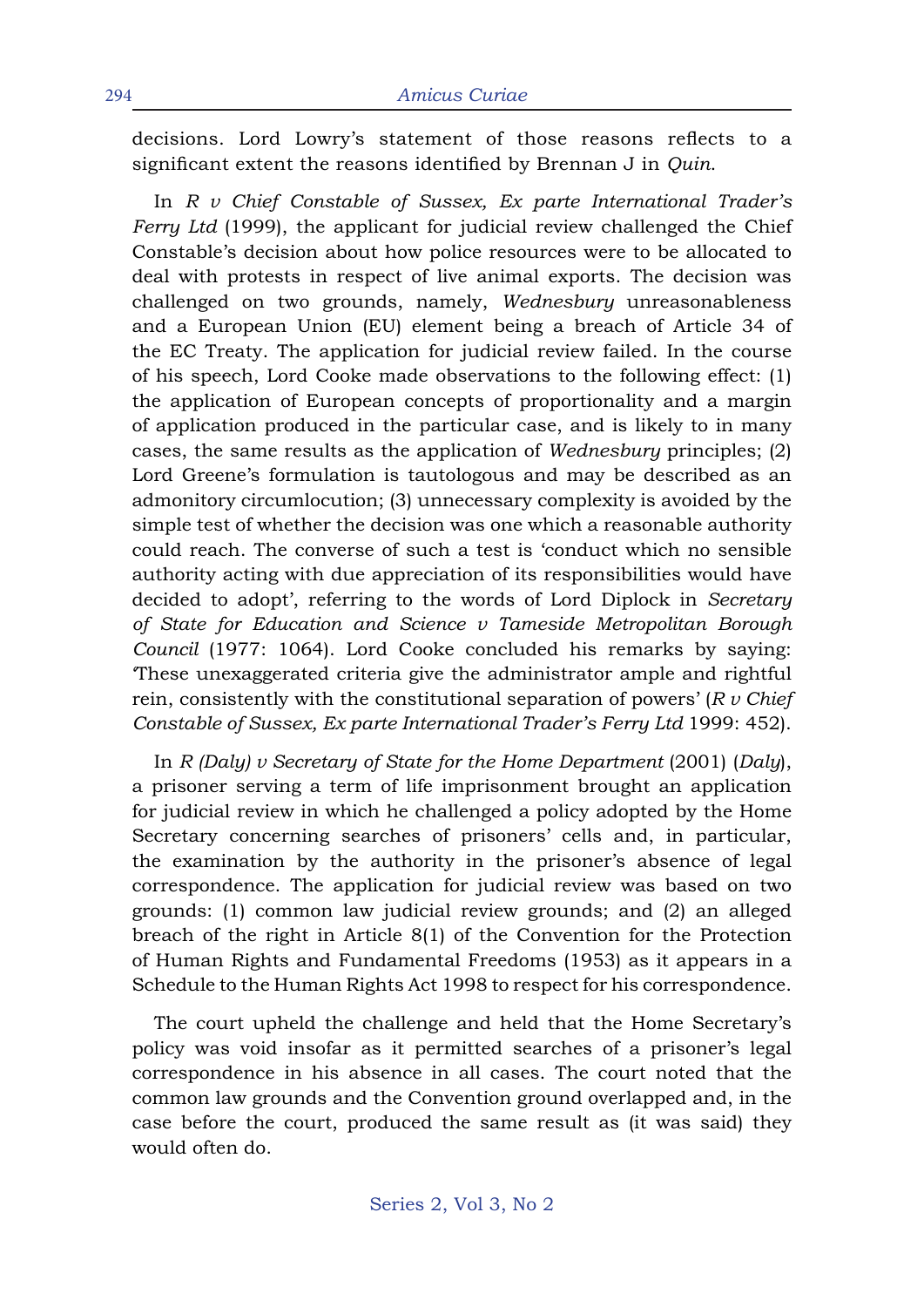decisions. Lord Lowry's statement of those reasons reflects to a significant extent the reasons identified by Brennan J in *Quin*.

In *R v Chief Constable of Sussex, Ex parte International Trader's Ferry Ltd* (1999), the applicant for judicial review challenged the Chief Constable's decision about how police resources were to be allocated to deal with protests in respect of live animal exports. The decision was challenged on two grounds, namely, *Wednesbury* unreasonableness and a European Union (EU) element being a breach of Article 34 of the EC Treaty. The application for judicial review failed. In the course of his speech, Lord Cooke made observations to the following effect: (1) the application of European concepts of proportionality and a margin of application produced in the particular case, and is likely to in many cases, the same results as the application of *Wednesbury* principles; (2) Lord Greene's formulation is tautologous and may be described as an admonitory circumlocution; (3) unnecessary complexity is avoided by the simple test of whether the decision was one which a reasonable authority could reach. The converse of such a test is 'conduct which no sensible authority acting with due appreciation of its responsibilities would have decided to adopt', referring to the words of Lord Diplock in *Secretary of State for Education and Science v Tameside Metropolitan Borough Council* (1977: 1064). Lord Cooke concluded his remarks by saying: 'These unexaggerated criteria give the administrator ample and rightful rein, consistently with the constitutional separation of powers' (*R v Chief Constable of Sussex, Ex parte International Trader's Ferry Ltd* 1999: 452).

In *R (Daly) v Secretary of State for the Home Department* (2001) (*Daly*), a prisoner serving a term of life imprisonment brought an application for judicial review in which he challenged a policy adopted by the Home Secretary concerning searches of prisoners' cells and, in particular, the examination by the authority in the prisoner's absence of legal correspondence. The application for judicial review was based on two grounds: (1) common law judicial review grounds; and (2) an alleged breach of the right in Article 8(1) of the Convention for the Protection of Human Rights and Fundamental Freedoms (1953) as it appears in a Schedule to the Human Rights Act 1998 to respect for his correspondence.

The court upheld the challenge and held that the Home Secretary's policy was void insofar as it permitted searches of a prisoner's legal correspondence in his absence in all cases. The court noted that the common law grounds and the Convention ground overlapped and, in the case before the court, produced the same result as (it was said) they would often do.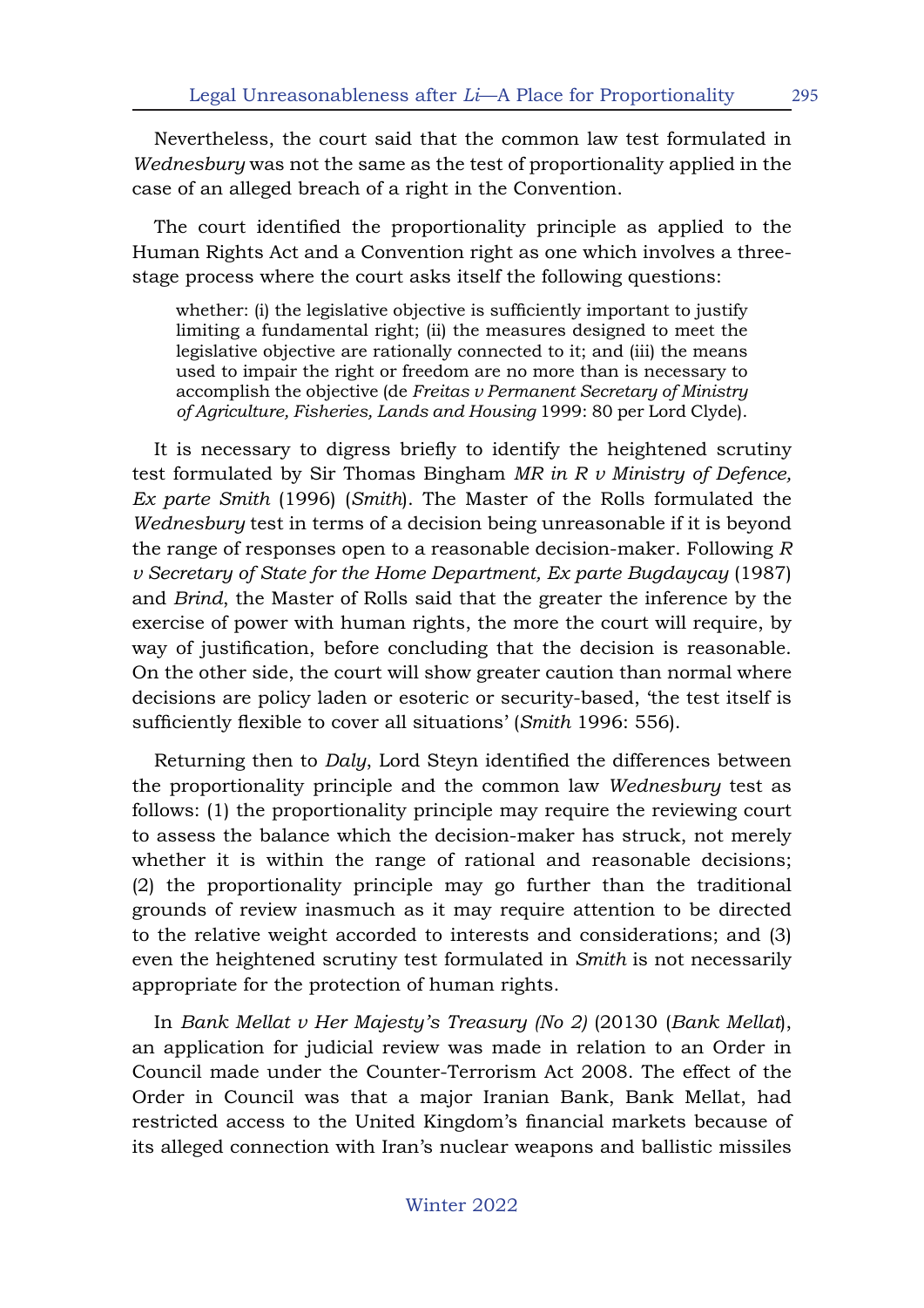Nevertheless, the court said that the common law test formulated in *Wednesbury* was not the same as the test of proportionality applied in the case of an alleged breach of a right in the Convention.

The court identified the proportionality principle as applied to the Human Rights Act and a Convention right as one which involves a three-stage process where the court asks itself the following questions:

> whether: (i) the legislative objective is sufficiently important to justify limiting a fundamental right; (ii) the measures designed to meet the legislative objective are rationally connected to it; and (iii) the means used to impair the right or freedom are no more than is necessary to accomplish the objective (de *Freitas v Permanent Secretary of Ministry of Agriculture, Fisheries, Lands and Housing* 1999: 80 per Lord Clyde).

It is necessary to digress briefly to identify the heightened scrutiny test formulated by Sir Thomas Bingham *MR in R v Ministry of Defence, Ex parte Smith* (1996) (*Smith*). The Master of the Rolls formulated the *Wednesbury* test in terms of a decision being unreasonable if it is beyond the range of responses open to a reasonable decision-maker. Following *R v Secretary of State for the Home Department, Ex parte Bugdaycay* (1987) and *Brind*, the Master of Rolls said that the greater the inference by the exercise of power with human rights, the more the court will require, by way of justification, before concluding that the decision is reasonable. On the other side, the court will show greater caution than normal where decisions are policy laden or esoteric or security-based, 'the test itself is sufficiently flexible to cover all situations' (*Smith* 1996: 556).

Returning then to *Daly*, Lord Steyn identified the differences between the proportionality principle and the common law *Wednesbury* test as follows: (1) the proportionality principle may require the reviewing court to assess the balance which the decision-maker has struck, not merely whether it is within the range of rational and reasonable decisions; (2) the proportionality principle may go further than the traditional grounds of review inasmuch as it may require attention to be directed to the relative weight accorded to interests and considerations; and (3) even the heightened scrutiny test formulated in *Smith* is not necessarily appropriate for the protection of human rights.

In *Bank Mellat v Her Majesty's Treasury (No 2)* (20130 (*Bank Mellat*), an application for judicial review was made in relation to an Order in Council made under the Counter-Terrorism Act 2008. The effect of the Order in Council was that a major Iranian Bank, Bank Mellat, had restricted access to the United Kingdom's financial markets because of its alleged connection with Iran's nuclear weapons and ballistic missiles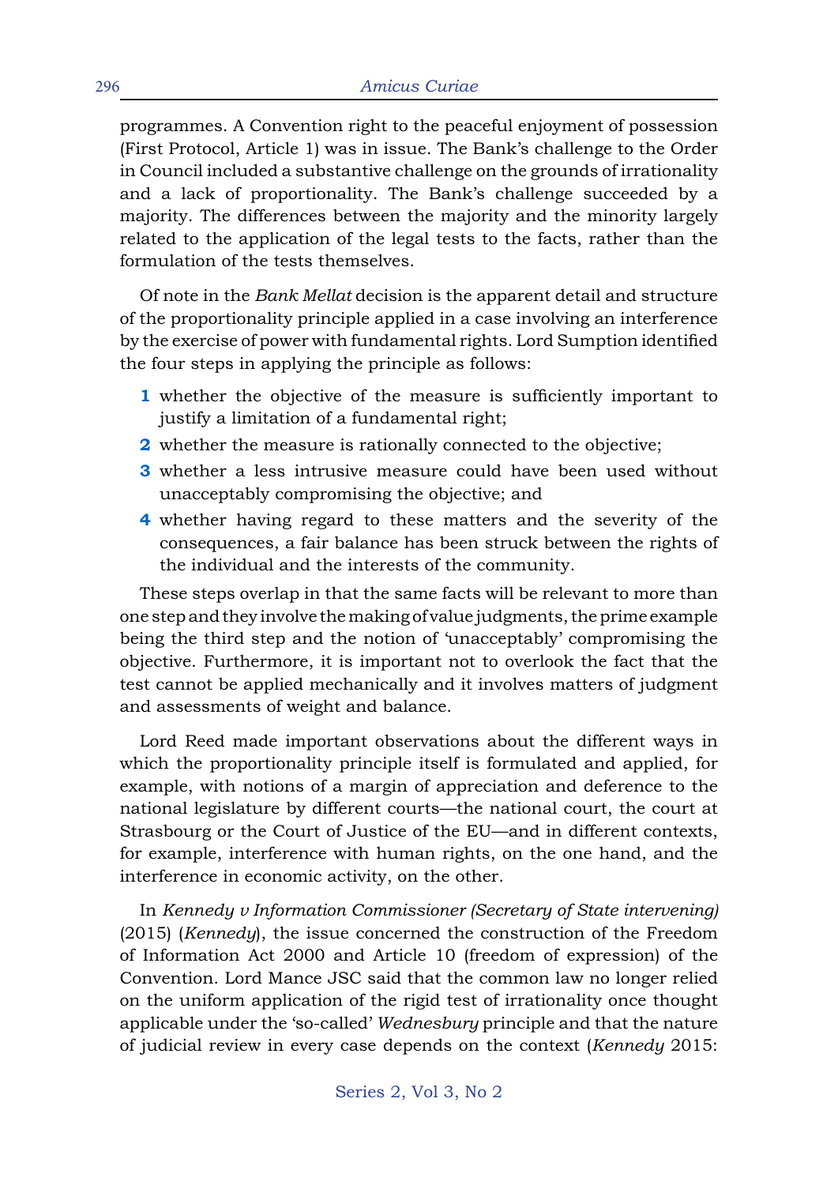programmes. A Convention right to the peaceful enjoyment of possession (First Protocol, Article 1) was in issue. The Bank's challenge to the Order in Council included a substantive challenge on the grounds of irrationality and a lack of proportionality. The Bank's challenge succeeded by a majority. The differences between the majority and the minority largely related to the application of the legal tests to the facts, rather than the formulation of the tests themselves.

Of note in the *Bank Mellat* decision is the apparent detail and structure of the proportionality principle applied in a case involving an interference by the exercise of power with fundamental rights. Lord Sumption identified the four steps in applying the principle as follows:

1. whether the objective of the measure is sufficiently important to justify a limitation of a fundamental right;
2. whether the measure is rationally connected to the objective;
3. whether a less intrusive measure could have been used without unacceptably compromising the objective; and
4. whether having regard to these matters and the severity of the consequences, a fair balance has been struck between the rights of the individual and the interests of the community.

These steps overlap in that the same facts will be relevant to more than one step and they involve the making of value judgments, the prime example being the third step and the notion of 'unacceptably' compromising the objective. Furthermore, it is important not to overlook the fact that the test cannot be applied mechanically and it involves matters of judgment and assessments of weight and balance.

Lord Reed made important observations about the different ways in which the proportionality principle itself is formulated and applied, for example, with notions of a margin of appreciation and deference to the national legislature by different courts—the national court, the court at Strasbourg or the Court of Justice of the EU—and in different contexts, for example, interference with human rights, on the one hand, and the interference in economic activity, on the other.

In *Kennedy v Information Commissioner (Secretary of State intervening)* (2015) (*Kennedy*), the issue concerned the construction of the Freedom of Information Act 2000 and Article 10 (freedom of expression) of the Convention. Lord Mance JSC said that the common law no longer relied on the uniform application of the rigid test of irrationality once thought applicable under the 'so-called' *Wednesbury* principle and that the nature of judicial review in every case depends on the context (*Kennedy* 2015: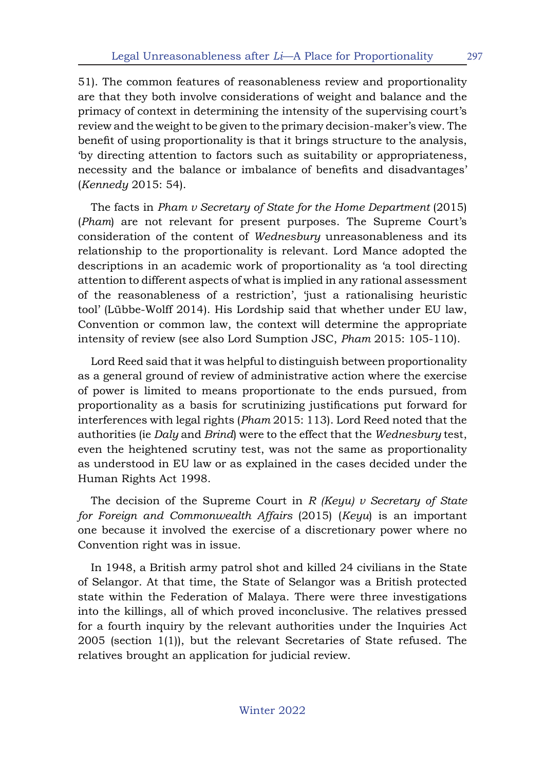51). The common features of reasonableness review and proportionality are that they both involve considerations of weight and balance and the primacy of context in determining the intensity of the supervising court's review and the weight to be given to the primary decision-maker's view. The benefit of using proportionality is that it brings structure to the analysis, 'by directing attention to factors such as suitability or appropriateness, necessity and the balance or imbalance of benefits and disadvantages' (*Kennedy* 2015: 54).

The facts in *Pham v Secretary of State for the Home Department* (2015) (*Pham*) are not relevant for present purposes. The Supreme Court's consideration of the content of *Wednesbury* unreasonableness and its relationship to the proportionality is relevant. Lord Mance adopted the descriptions in an academic work of proportionality as 'a tool directing attention to different aspects of what is implied in any rational assessment of the reasonableness of a restriction', 'just a rationalising heuristic tool' (Lübbe-Wolff 2014). His Lordship said that whether under EU law, Convention or common law, the context will determine the appropriate intensity of review (see also Lord Sumption JSC, *Pham* 2015: 105-110).

Lord Reed said that it was helpful to distinguish between proportionality as a general ground of review of administrative action where the exercise of power is limited to means proportionate to the ends pursued, from proportionality as a basis for scrutinizing justifications put forward for interferences with legal rights (*Pham* 2015: 113). Lord Reed noted that the authorities (ie *Daly* and *Brind*) were to the effect that the *Wednesbury* test, even the heightened scrutiny test, was not the same as proportionality as understood in EU law or as explained in the cases decided under the Human Rights Act 1998.

The decision of the Supreme Court in *R (Keyu) v Secretary of State for Foreign and Commonwealth Affairs* (2015) (*Keyu*) is an important one because it involved the exercise of a discretionary power where no Convention right was in issue.

In 1948, a British army patrol shot and killed 24 civilians in the State of Selangor. At that time, the State of Selangor was a British protected state within the Federation of Malaya. There were three investigations into the killings, all of which proved inconclusive. The relatives pressed for a fourth inquiry by the relevant authorities under the Inquiries Act 2005 (section 1(1)), but the relevant Secretaries of State refused. The relatives brought an application for judicial review.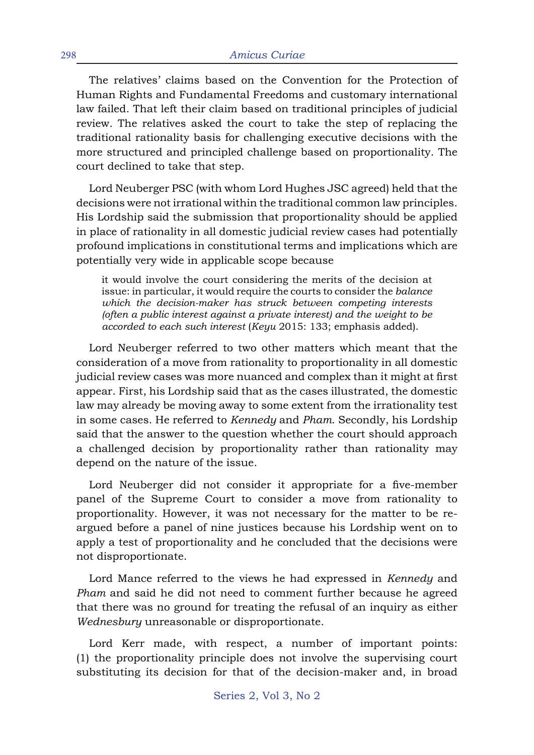The relatives' claims based on the Convention for the Protection of Human Rights and Fundamental Freedoms and customary international law failed. That left their claim based on traditional principles of judicial review. The relatives asked the court to take the step of replacing the traditional rationality basis for challenging executive decisions with the more structured and principled challenge based on proportionality. The court declined to take that step.

Lord Neuberger PSC (with whom Lord Hughes JSC agreed) held that the decisions were not irrational within the traditional common law principles. His Lordship said the submission that proportionality should be applied in place of rationality in all domestic judicial review cases had potentially profound implications in constitutional terms and implications which are potentially very wide in applicable scope because

> it would involve the court considering the merits of the decision at issue: in particular, it would require the courts to consider the *balance which the decision-maker has struck between competing interests (often a public interest against a private interest) and the weight to be accorded to each such interest* (*Keyu* 2015: 133; emphasis added).

Lord Neuberger referred to two other matters which meant that the consideration of a move from rationality to proportionality in all domestic judicial review cases was more nuanced and complex than it might at first appear. First, his Lordship said that as the cases illustrated, the domestic law may already be moving away to some extent from the irrationality test in some cases. He referred to *Kennedy* and *Pham*. Secondly, his Lordship said that the answer to the question whether the court should approach a challenged decision by proportionality rather than rationality may depend on the nature of the issue.

Lord Neuberger did not consider it appropriate for a five-member panel of the Supreme Court to consider a move from rationality to proportionality. However, it was not necessary for the matter to be re-argued before a panel of nine justices because his Lordship went on to apply a test of proportionality and he concluded that the decisions were not disproportionate.

Lord Mance referred to the views he had expressed in *Kennedy* and *Pham* and said he did not need to comment further because he agreed that there was no ground for treating the refusal of an inquiry as either *Wednesbury* unreasonable or disproportionate.

Lord Kerr made, with respect, a number of important points: (1) the proportionality principle does not involve the supervising court substituting its decision for that of the decision-maker and, in broad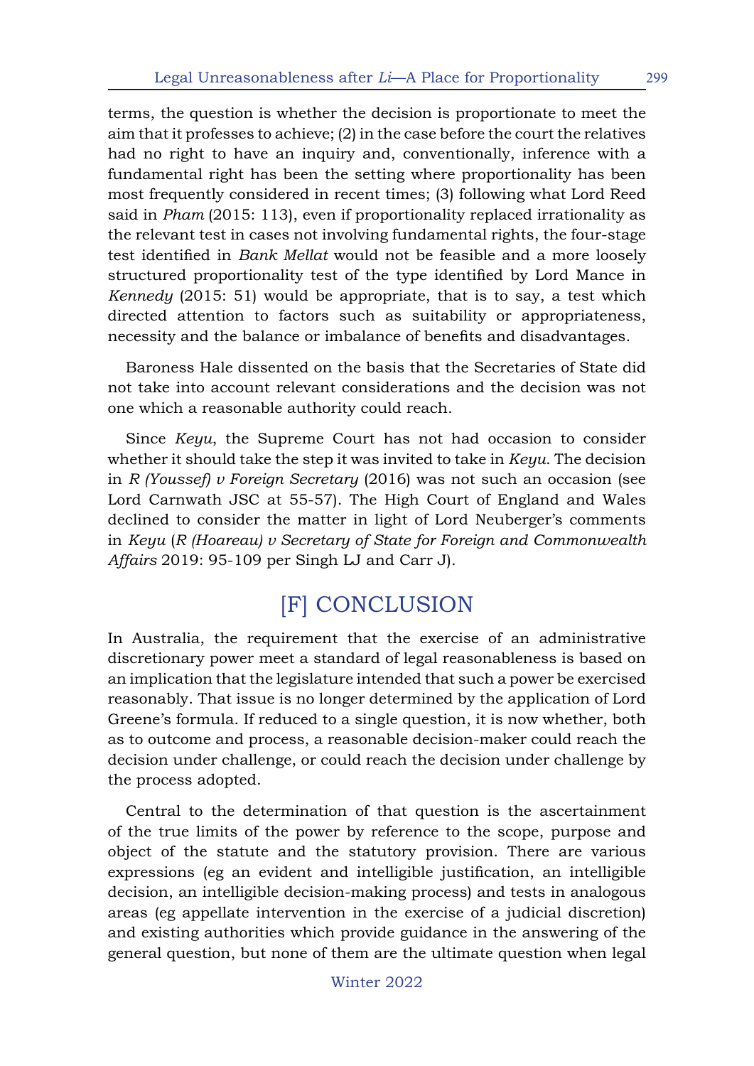terms, the question is whether the decision is proportionate to meet the aim that it professes to achieve; (2) in the case before the court the relatives had no right to have an inquiry and, conventionally, inference with a fundamental right has been the setting where proportionality has been most frequently considered in recent times; (3) following what Lord Reed said in *Pham* (2015: 113), even if proportionality replaced irrationality as the relevant test in cases not involving fundamental rights, the four-stage test identified in *Bank Mellat* would not be feasible and a more loosely structured proportionality test of the type identified by Lord Mance in *Kennedy* (2015: 51) would be appropriate, that is to say, a test which directed attention to factors such as suitability or appropriateness, necessity and the balance or imbalance of benefits and disadvantages.

Baroness Hale dissented on the basis that the Secretaries of State did not take into account relevant considerations and the decision was not one which a reasonable authority could reach.

Since *Keyu*, the Supreme Court has not had occasion to consider whether it should take the step it was invited to take in *Keyu*. The decision in *R (Youssef) v Foreign Secretary* (2016) was not such an occasion (see Lord Carnwath JSC at 55-57). The High Court of England and Wales declined to consider the matter in light of Lord Neuberger's comments in *Keyu* (*R (Hoareau) v Secretary of State for Foreign and Commonwealth Affairs* 2019: 95-109 per Singh LJ and Carr J).

## [F] CONCLUSION

In Australia, the requirement that the exercise of an administrative discretionary power meet a standard of legal reasonableness is based on an implication that the legislature intended that such a power be exercised reasonably. That issue is no longer determined by the application of Lord Greene's formula. If reduced to a single question, it is now whether, both as to outcome and process, a reasonable decision-maker could reach the decision under challenge, or could reach the decision under challenge by the process adopted.

Central to the determination of that question is the ascertainment of the true limits of the power by reference to the scope, purpose and object of the statute and the statutory provision. There are various expressions (eg an evident and intelligible justification, an intelligible decision, an intelligible decision-making process) and tests in analogous areas (eg appellate intervention in the exercise of a judicial discretion) and existing authorities which provide guidance in the answering of the general question, but none of them are the ultimate question when legal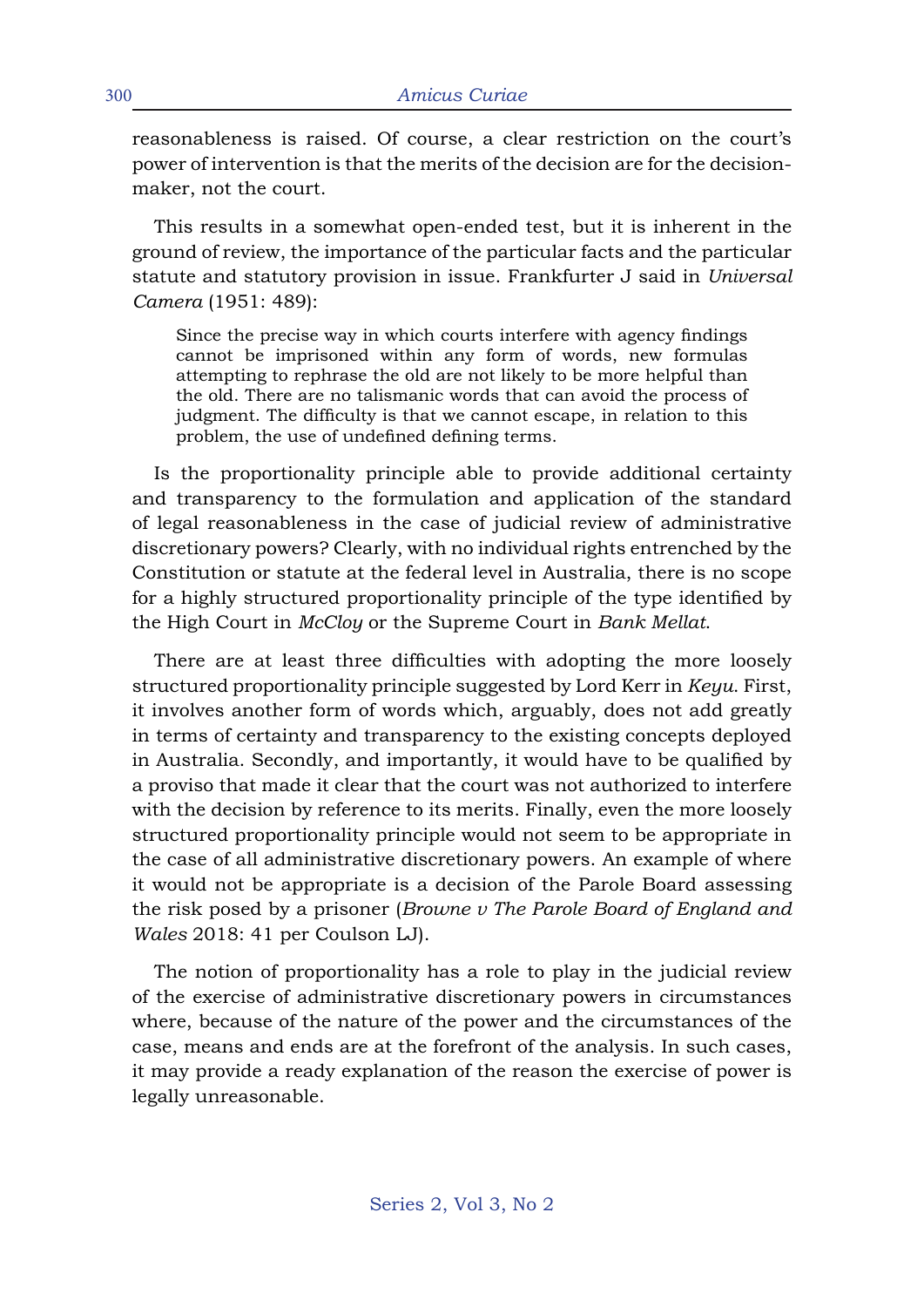reasonableness is raised. Of course, a clear restriction on the court's power of intervention is that the merits of the decision are for the decision-maker, not the court.

This results in a somewhat open-ended test, but it is inherent in the ground of review, the importance of the particular facts and the particular statute and statutory provision in issue. Frankfurter J said in *Universal Camera* (1951: 489):

> Since the precise way in which courts interfere with agency findings cannot be imprisoned within any form of words, new formulas attempting to rephrase the old are not likely to be more helpful than the old. There are no talismanic words that can avoid the process of judgment. The difficulty is that we cannot escape, in relation to this problem, the use of undefined defining terms.

Is the proportionality principle able to provide additional certainty and transparency to the formulation and application of the standard of legal reasonableness in the case of judicial review of administrative discretionary powers? Clearly, with no individual rights entrenched by the Constitution or statute at the federal level in Australia, there is no scope for a highly structured proportionality principle of the type identified by the High Court in *McCloy* or the Supreme Court in *Bank Mellat*.

There are at least three difficulties with adopting the more loosely structured proportionality principle suggested by Lord Kerr in *Keyu*. First, it involves another form of words which, arguably, does not add greatly in terms of certainty and transparency to the existing concepts deployed in Australia. Secondly, and importantly, it would have to be qualified by a proviso that made it clear that the court was not authorized to interfere with the decision by reference to its merits. Finally, even the more loosely structured proportionality principle would not seem to be appropriate in the case of all administrative discretionary powers. An example of where it would not be appropriate is a decision of the Parole Board assessing the risk posed by a prisoner (*Browne v The Parole Board of England and Wales* 2018: 41 per Coulson LJ).

The notion of proportionality has a role to play in the judicial review of the exercise of administrative discretionary powers in circumstances where, because of the nature of the power and the circumstances of the case, means and ends are at the forefront of the analysis. In such cases, it may provide a ready explanation of the reason the exercise of power is legally unreasonable.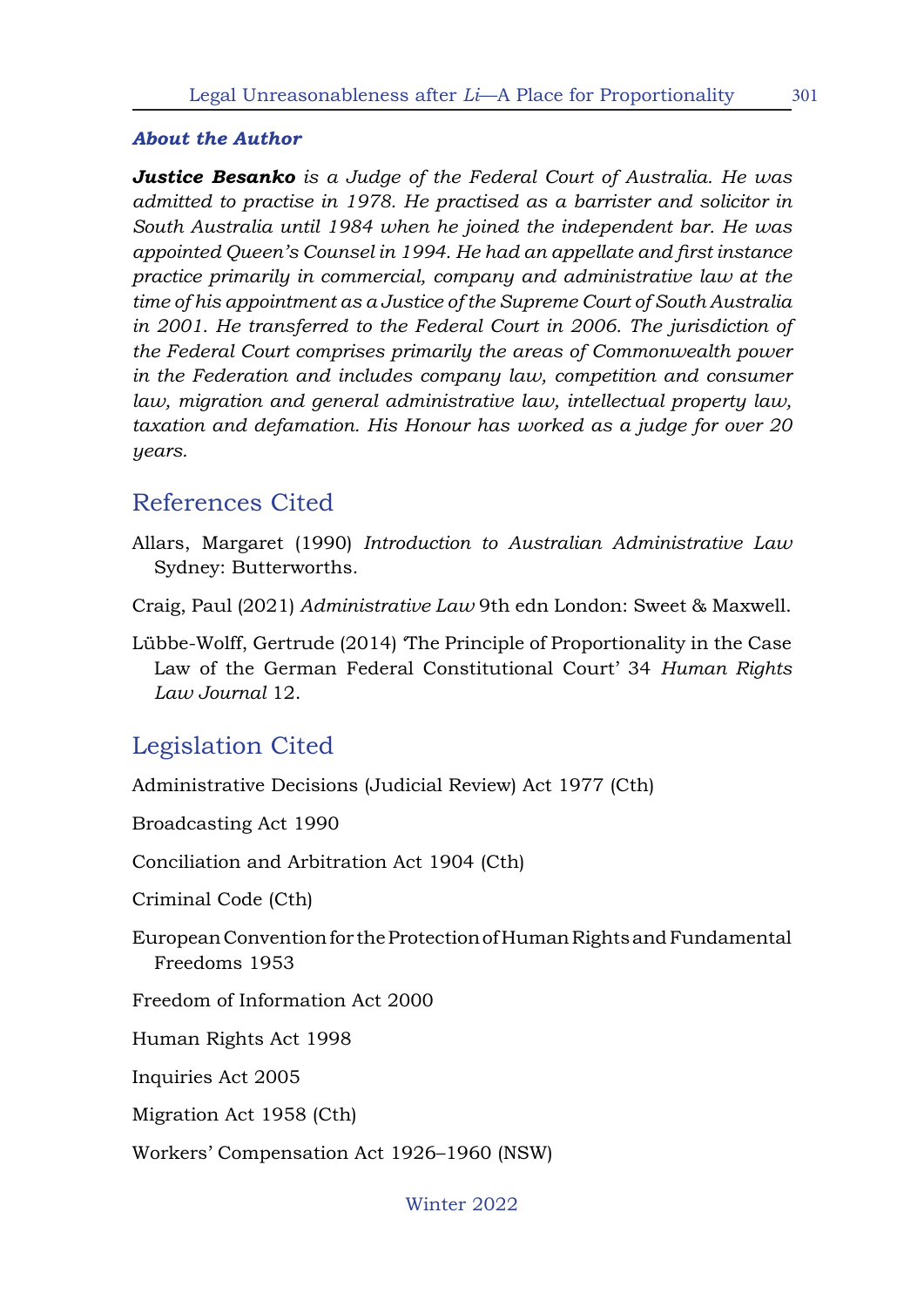### *About the Author*

***Justice Besanko*** *is a Judge of the Federal Court of Australia. He was admitted to practise in 1978. He practised as a barrister and solicitor in South Australia until 1984 when he joined the independent bar. He was appointed Queen's Counsel in 1994. He had an appellate and first instance practice primarily in commercial, company and administrative law at the time of his appointment as a Justice of the Supreme Court of South Australia in 2001. He transferred to the Federal Court in 2006. The jurisdiction of the Federal Court comprises primarily the areas of Commonwealth power in the Federation and includes company law, competition and consumer law, migration and general administrative law, intellectual property law, taxation and defamation. His Honour has worked as a judge for over 20 years.*

## References Cited

Allars, Margaret (1990) *Introduction to Australian Administrative Law* Sydney: Butterworths.

Craig, Paul (2021) *Administrative Law* 9th edn London: Sweet & Maxwell.

Lübbe-Wolff, Gertrude (2014) 'The Principle of Proportionality in the Case Law of the German Federal Constitutional Court' 34 *Human Rights Law Journal* 12.

## Legislation Cited

Administrative Decisions (Judicial Review) Act 1977 (Cth)

Broadcasting Act 1990

Conciliation and Arbitration Act 1904 (Cth)

Criminal Code (Cth)

European Convention for the Protection of Human Rights and Fundamental Freedoms 1953

Freedom of Information Act 2000

Human Rights Act 1998

Inquiries Act 2005

Migration Act 1958 (Cth)

Workers' Compensation Act 1926–1960 (NSW)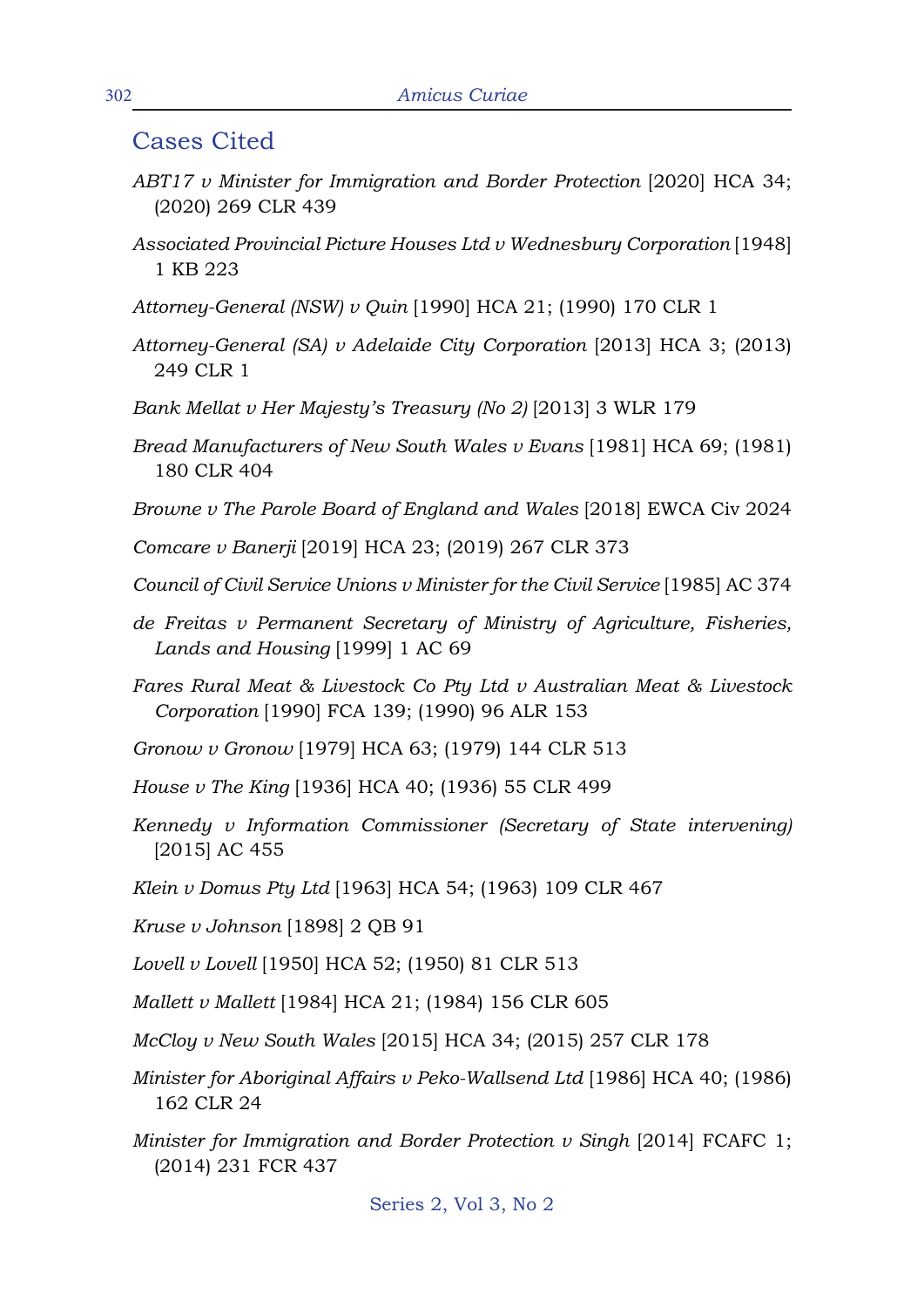## Cases Cited

*ABT17 v Minister for Immigration and Border Protection* [2020] HCA 34; (2020) 269 CLR 439

*Associated Provincial Picture Houses Ltd v Wednesbury Corporation* [1948] 1 KB 223

*Attorney-General (NSW) v Quin* [1990] HCA 21; (1990) 170 CLR 1

*Attorney-General (SA) v Adelaide City Corporation* [2013] HCA 3; (2013) 249 CLR 1

*Bank Mellat v Her Majesty's Treasury (No 2)* [2013] 3 WLR 179

*Bread Manufacturers of New South Wales v Evans* [1981] HCA 69; (1981) 180 CLR 404

*Browne v The Parole Board of England and Wales* [2018] EWCA Civ 2024

*Comcare v Banerji* [2019] HCA 23; (2019) 267 CLR 373

*Council of Civil Service Unions v Minister for the Civil Service* [1985] AC 374

*de Freitas v Permanent Secretary of Ministry of Agriculture, Fisheries, Lands and Housing* [1999] 1 AC 69

*Fares Rural Meat & Livestock Co Pty Ltd v Australian Meat & Livestock Corporation* [1990] FCA 139; (1990) 96 ALR 153

*Gronow v Gronow* [1979] HCA 63; (1979) 144 CLR 513

*House v The King* [1936] HCA 40; (1936) 55 CLR 499

*Kennedy v Information Commissioner (Secretary of State intervening)* [2015] AC 455

*Klein v Domus Pty Ltd* [1963] HCA 54; (1963) 109 CLR 467

*Kruse v Johnson* [1898] 2 QB 91

*Lovell v Lovell* [1950] HCA 52; (1950) 81 CLR 513

*Mallett v Mallett* [1984] HCA 21; (1984) 156 CLR 605

*McCloy v New South Wales* [2015] HCA 34; (2015) 257 CLR 178

*Minister for Aboriginal Affairs v Peko-Wallsend Ltd* [1986] HCA 40; (1986) 162 CLR 24

*Minister for Immigration and Border Protection v Singh* [2014] FCAFC 1; (2014) 231 FCR 437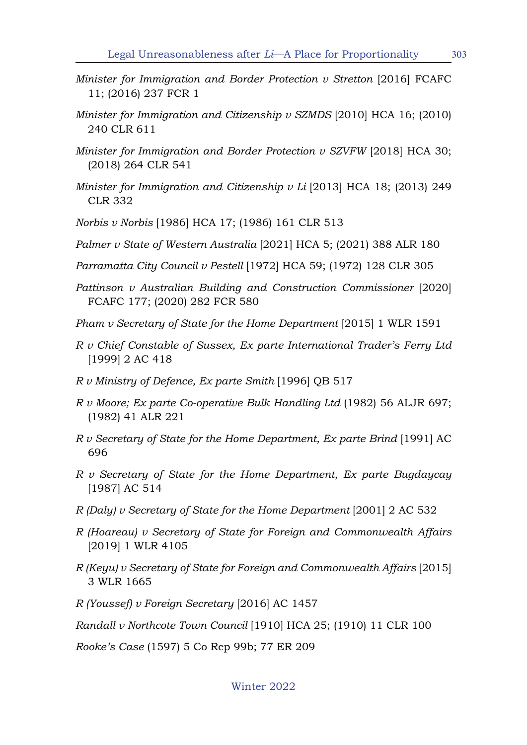*Minister for Immigration and Border Protection v Stretton* [2016] FCAFC 11; (2016) 237 FCR 1

*Minister for Immigration and Citizenship v SZMDS* [2010] HCA 16; (2010) 240 CLR 611

*Minister for Immigration and Border Protection v SZVFW* [2018] HCA 30; (2018) 264 CLR 541

*Minister for Immigration and Citizenship v Li* [2013] HCA 18; (2013) 249 CLR 332

*Norbis v Norbis* [1986] HCA 17; (1986) 161 CLR 513

*Palmer v State of Western Australia* [2021] HCA 5; (2021) 388 ALR 180

*Parramatta City Council v Pestell* [1972] HCA 59; (1972) 128 CLR 305

*Pattinson v Australian Building and Construction Commissioner* [2020] FCAFC 177; (2020) 282 FCR 580

*Pham v Secretary of State for the Home Department* [2015] 1 WLR 1591

*R v Chief Constable of Sussex, Ex parte International Trader's Ferry Ltd* [1999] 2 AC 418

*R v Ministry of Defence, Ex parte Smith* [1996] QB 517

*R v Moore; Ex parte Co-operative Bulk Handling Ltd* (1982) 56 ALJR 697; (1982) 41 ALR 221

*R v Secretary of State for the Home Department, Ex parte Brind* [1991] AC 696

*R v Secretary of State for the Home Department, Ex parte Bugdaycay* [1987] AC 514

*R (Daly) v Secretary of State for the Home Department* [2001] 2 AC 532

*R (Hoareau) v Secretary of State for Foreign and Commonwealth Affairs* [2019] 1 WLR 4105

*R (Keyu) v Secretary of State for Foreign and Commonwealth Affairs* [2015] 3 WLR 1665

*R (Youssef) v Foreign Secretary* [2016] AC 1457

*Randall v Northcote Town Council* [1910] HCA 25; (1910) 11 CLR 100

*Rooke's Case* (1597) 5 Co Rep 99b; 77 ER 209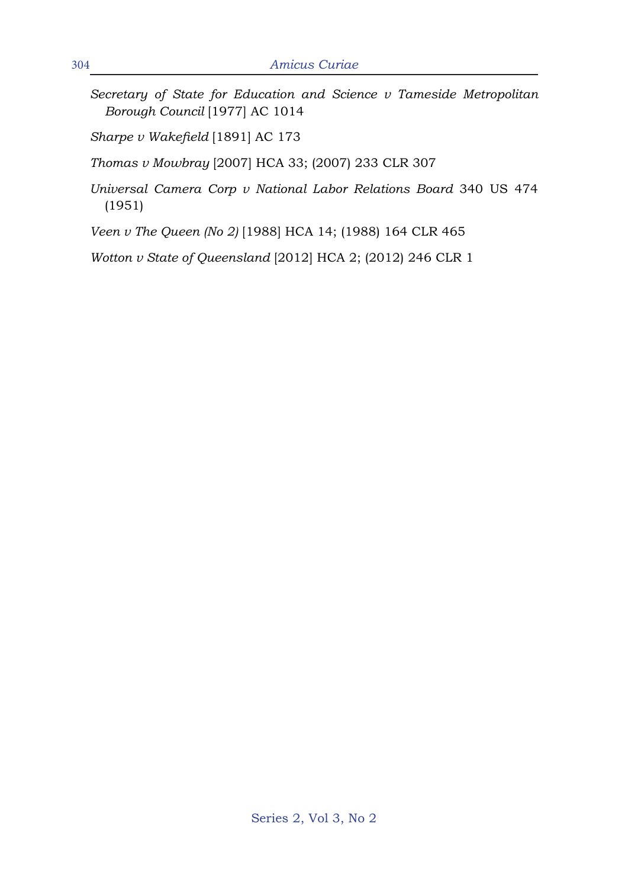*Secretary of State for Education and Science v Tameside Metropolitan Borough Council* [1977] AC 1014

*Sharpe v Wakefield* [1891] AC 173

*Thomas v Mowbray* [2007] HCA 33; (2007) 233 CLR 307

*Universal Camera Corp v National Labor Relations Board* 340 US 474 (1951)

*Veen v The Queen (No 2)* [1988] HCA 14; (1988) 164 CLR 465

*Wotton v State of Queensland* [2012] HCA 2; (2012) 246 CLR 1